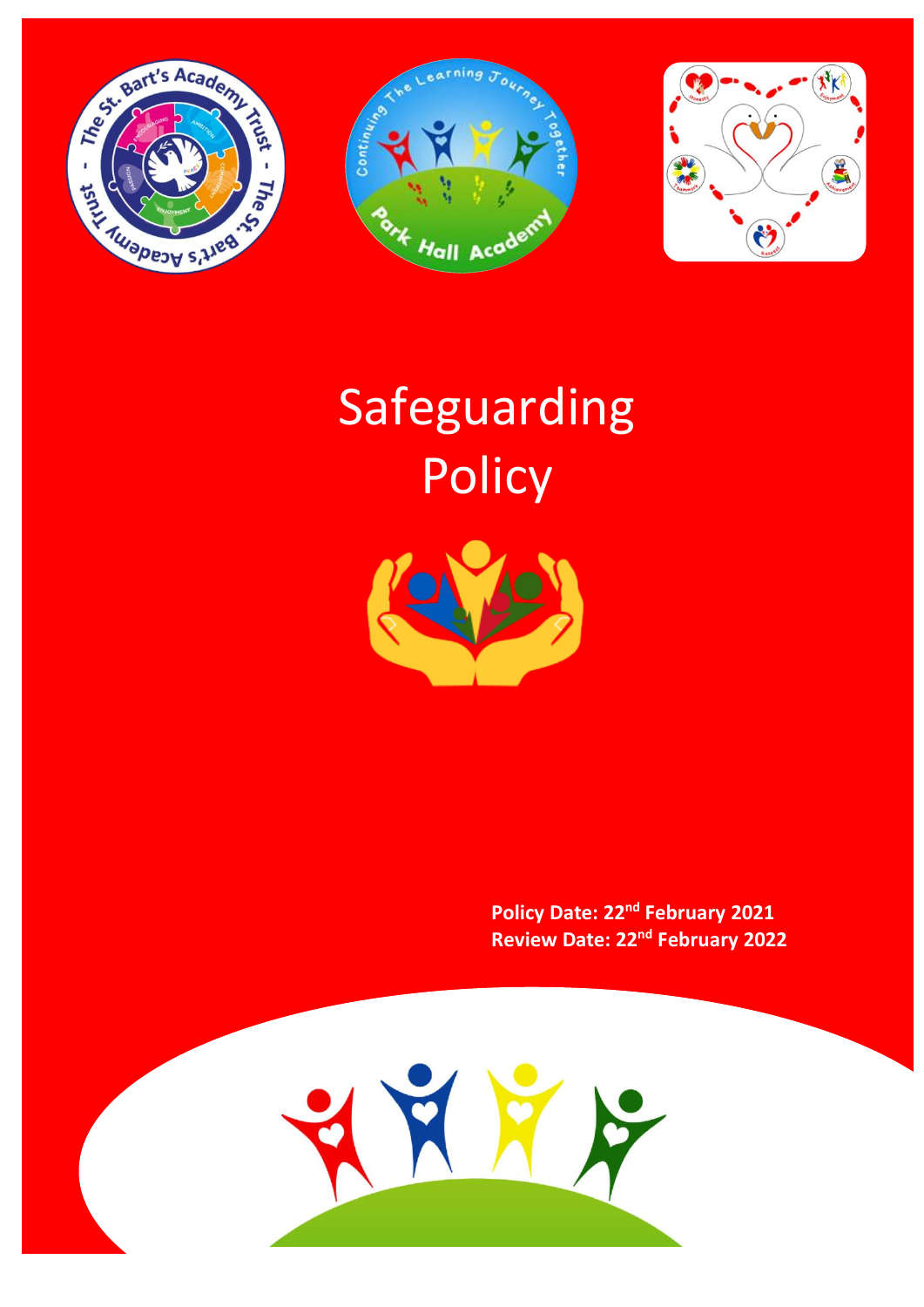# Safeguarding Policy

**Policy Date: 22nd February 2021**
**Review Date: 22nd February 2022**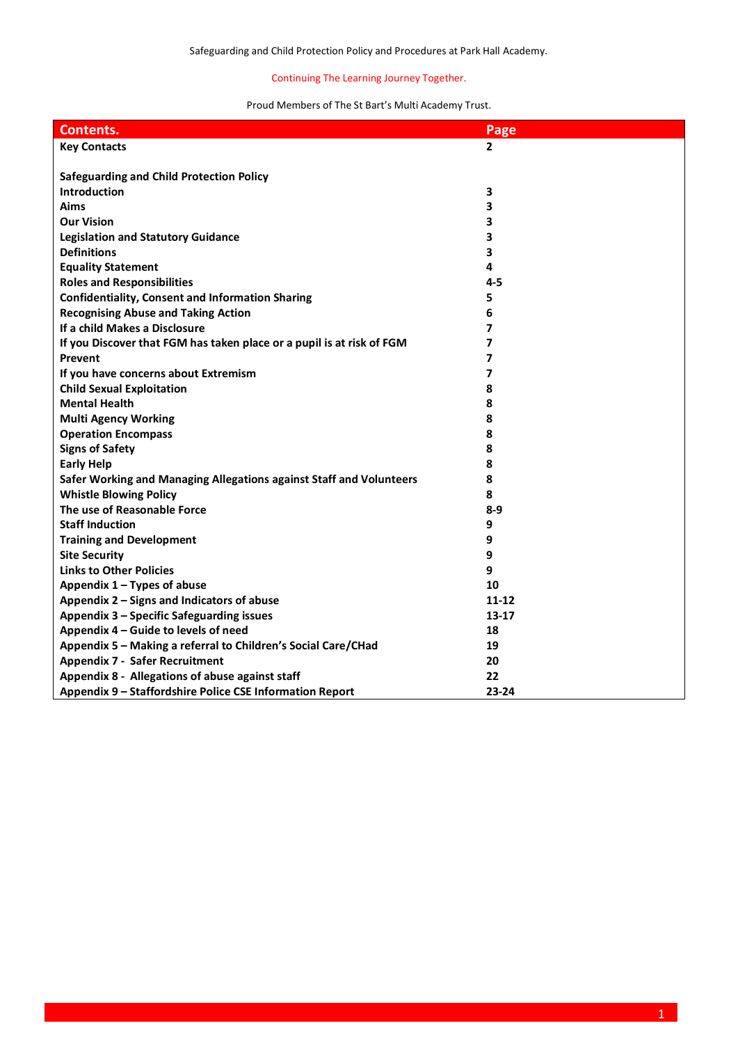Safeguarding and Child Protection Policy and Procedures at Park Hall Academy.

Continuing The Learning Journey Together.

Proud Members of The St Bart's Multi Academy Trust.

| Contents. | Page |
|---|---|
| **Key Contacts** | **2** |
| | |
| **Safeguarding and Child Protection Policy** | |
| **Introduction** | **3** |
| **Aims** | **3** |
| **Our Vision** | **3** |
| **Legislation and Statutory Guidance** | **3** |
| **Definitions** | **3** |
| **Equality Statement** | **4** |
| **Roles and Responsibilities** | **4-5** |
| **Confidentiality, Consent and Information Sharing** | **5** |
| **Recognising Abuse and Taking Action** | **6** |
| **If a child Makes a Disclosure** | **7** |
| **If you Discover that FGM has taken place or a pupil is at risk of FGM** | **7** |
| **Prevent** | **7** |
| **If you have concerns about Extremism** | **7** |
| **Child Sexual Exploitation** | **8** |
| **Mental Health** | **8** |
| **Multi Agency Working** | **8** |
| **Operation Encompass** | **8** |
| **Signs of Safety** | **8** |
| **Early Help** | **8** |
| **Safer Working and Managing Allegations against Staff and Volunteers** | **8** |
| **Whistle Blowing Policy** | **8** |
| **The use of Reasonable Force** | **8-9** |
| **Staff Induction** | **9** |
| **Training and Development** | **9** |
| **Site Security** | **9** |
| **Links to Other Policies** | **9** |
| **Appendix 1 – Types of abuse** | **10** |
| **Appendix 2 – Signs and Indicators of abuse** | **11-12** |
| **Appendix 3 – Specific Safeguarding issues** | **13-17** |
| **Appendix 4 – Guide to levels of need** | **18** |
| **Appendix 5 – Making a referral to Children's Social Care/CHad** | **19** |
| **Appendix 7 - Safer Recruitment** | **20** |
| **Appendix 8 - Allegations of abuse against staff** | **22** |
| **Appendix 9 – Staffordshire Police CSE Information Report** | **23-24** |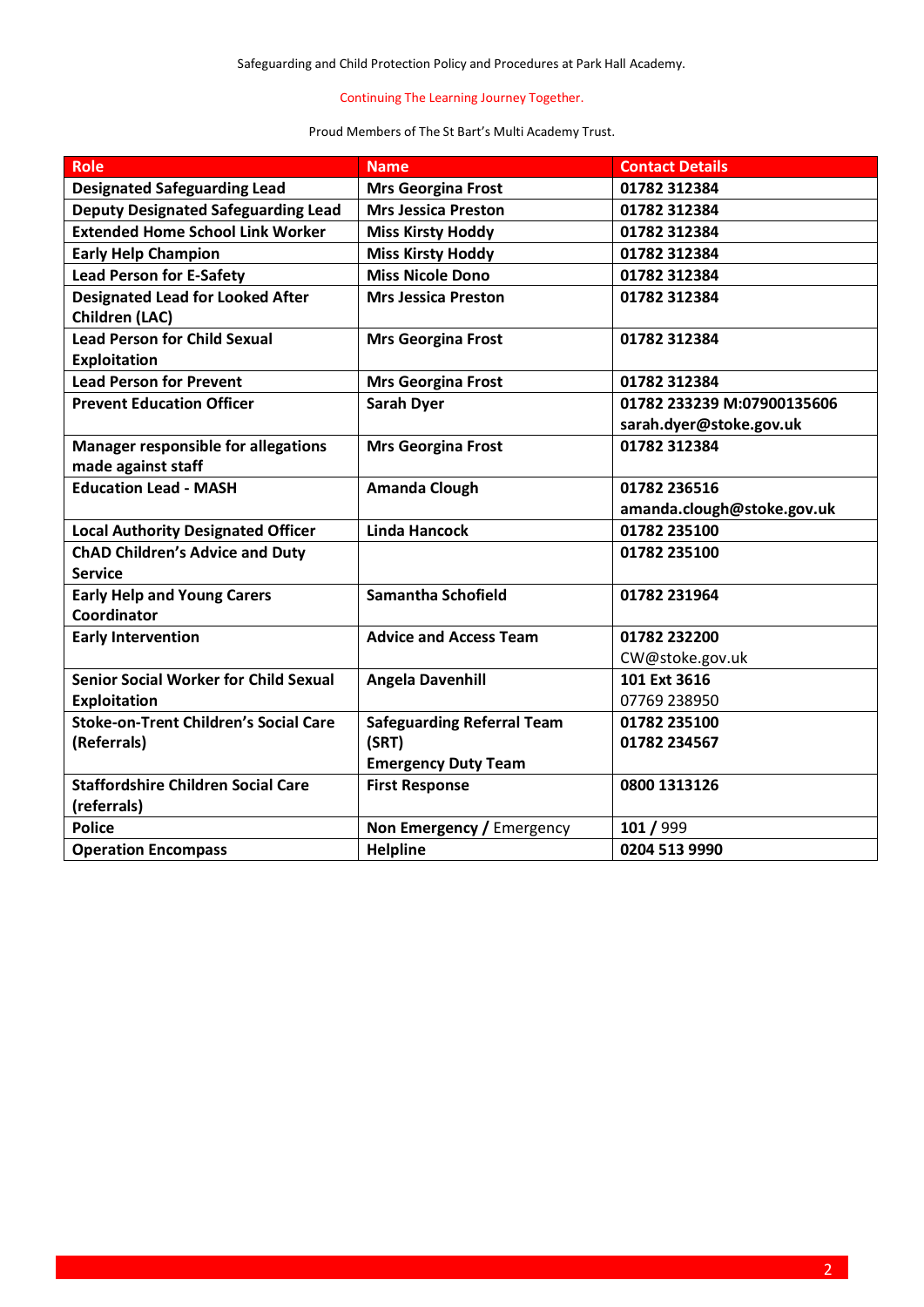| Role | Name | Contact Details |
| --- | --- | --- |
| **Designated Safeguarding Lead** | **Mrs Georgina Frost** | **01782 312384** |
| **Deputy Designated Safeguarding Lead** | **Mrs Jessica Preston** | **01782 312384** |
| **Extended Home School Link Worker** | **Miss Kirsty Hoddy** | **01782 312384** |
| **Early Help Champion** | **Miss Kirsty Hoddy** | **01782 312384** |
| **Lead Person for E-Safety** | **Miss Nicole Dono** | **01782 312384** |
| **Designated Lead for Looked After Children (LAC)** | **Mrs Jessica Preston** | **01782 312384** |
| **Lead Person for Child Sexual Exploitation** | **Mrs Georgina Frost** | **01782 312384** |
| **Lead Person for Prevent** | **Mrs Georgina Frost** | **01782 312384** |
| **Prevent Education Officer** | **Sarah Dyer** | **01782 233239 M:07900135606 sarah.dyer@stoke.gov.uk** |
| **Manager responsible for allegations made against staff** | **Mrs Georgina Frost** | **01782 312384** |
| **Education Lead - MASH** | **Amanda Clough** | **01782 236516 amanda.clough@stoke.gov.uk** |
| **Local Authority Designated Officer** | **Linda Hancock** | **01782 235100** |
| **ChAD Children's Advice and Duty Service** | | **01782 235100** |
| **Early Help and Young Carers Coordinator** | **Samantha Schofield** | **01782 231964** |
| **Early Intervention** | **Advice and Access Team** | **01782 232200** CW@stoke.gov.uk |
| **Senior Social Worker for Child Sexual Exploitation** | **Angela Davenhill** | **101 Ext 3616** 07769 238950 |
| **Stoke-on-Trent Children's Social Care (Referrals)** | **Safeguarding Referral Team (SRT) Emergency Duty Team** | **01782 235100 01782 234567** |
| **Staffordshire Children Social Care (referrals)** | **First Response** | **0800 1313126** |
| **Police** | **Non Emergency /** Emergency | **101 /** 999 |
| **Operation Encompass** | **Helpline** | **0204 513 9990** |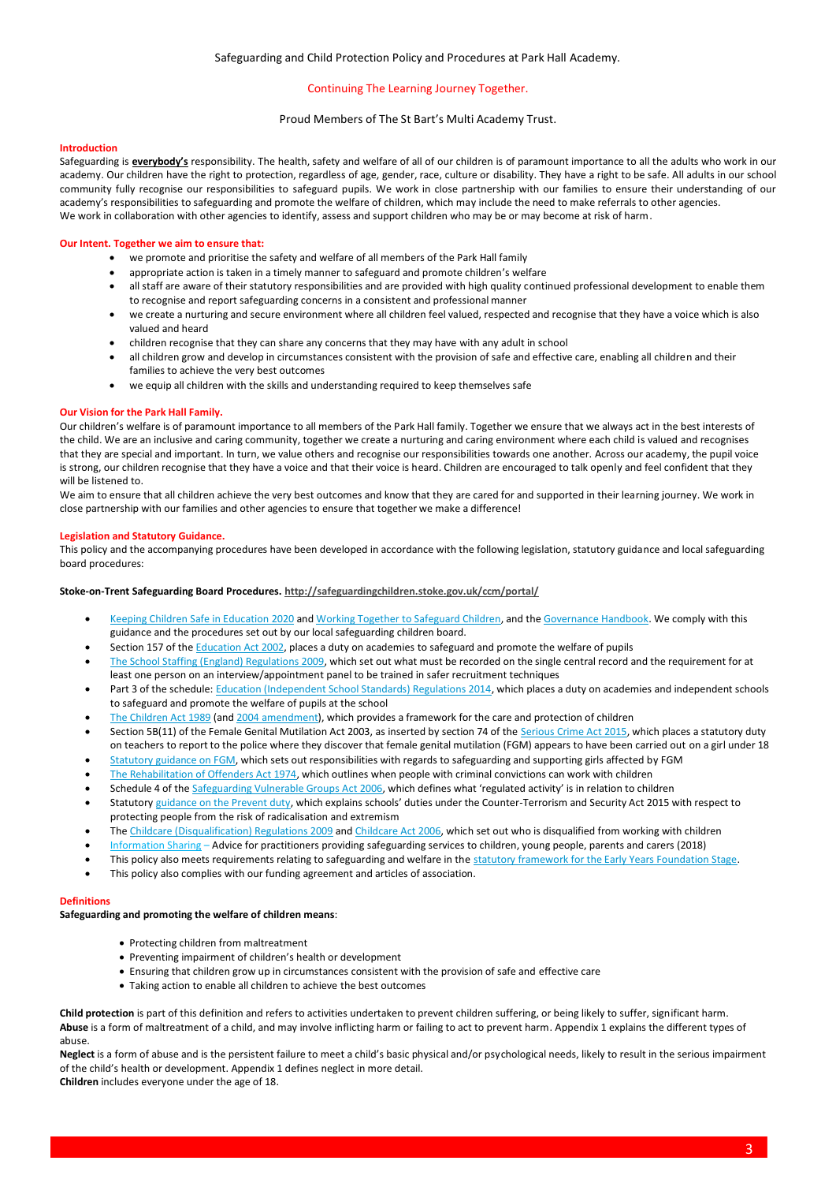Safeguarding and Child Protection Policy and Procedures at Park Hall Academy.

Continuing The Learning Journey Together.

Proud Members of The St Bart's Multi Academy Trust.

## Introduction

Safeguarding is **everybody's** responsibility. The health, safety and welfare of all of our children is of paramount importance to all the adults who work in our academy. Our children have the right to protection, regardless of age, gender, race, culture or disability. They have a right to be safe. All adults in our school community fully recognise our responsibilities to safeguard pupils. We work in close partnership with our families to ensure their understanding of our academy's responsibilities to safeguarding and promote the welfare of children, which may include the need to make referrals to other agencies.
We work in collaboration with other agencies to identify, assess and support children who may be or may become at risk of harm.

## Our Intent. Together we aim to ensure that:

- we promote and prioritise the safety and welfare of all members of the Park Hall family
- appropriate action is taken in a timely manner to safeguard and promote children's welfare
- all staff are aware of their statutory responsibilities and are provided with high quality continued professional development to enable them to recognise and report safeguarding concerns in a consistent and professional manner
- we create a nurturing and secure environment where all children feel valued, respected and recognise that they have a voice which is also valued and heard
- children recognise that they can share any concerns that they may have with any adult in school
- all children grow and develop in circumstances consistent with the provision of safe and effective care, enabling all children and their families to achieve the very best outcomes
- we equip all children with the skills and understanding required to keep themselves safe

## Our Vision for the Park Hall Family.

Our children's welfare is of paramount importance to all members of the Park Hall family. Together we ensure that we always act in the best interests of the child. We are an inclusive and caring community, together we create a nurturing and caring environment where each child is valued and recognises that they are special and important. In turn, we value others and recognise our responsibilities towards one another. Across our academy, the pupil voice is strong, our children recognise that they have a voice and that their voice is heard. Children are encouraged to talk openly and feel confident that they will be listened to.
We aim to ensure that all children achieve the very best outcomes and know that they are cared for and supported in their learning journey. We work in close partnership with our families and other agencies to ensure that together we make a difference!

## Legislation and Statutory Guidance.

This policy and the accompanying procedures have been developed in accordance with the following legislation, statutory guidance and local safeguarding board procedures:

**Stoke-on-Trent Safeguarding Board Procedures. http://safeguardingchildren.stoke.gov.uk/ccm/portal/**

- Keeping Children Safe in Education 2020 and Working Together to Safeguard Children, and the Governance Handbook. We comply with this guidance and the procedures set out by our local safeguarding children board.
- Section 157 of the Education Act 2002, places a duty on academies to safeguard and promote the welfare of pupils
- The School Staffing (England) Regulations 2009, which set out what must be recorded on the single central record and the requirement for at least one person on an interview/appointment panel to be trained in safer recruitment techniques
- Part 3 of the schedule: Education (Independent School Standards) Regulations 2014, which places a duty on academies and independent schools to safeguard and promote the welfare of pupils at the school
- The Children Act 1989 (and 2004 amendment), which provides a framework for the care and protection of children
- Section 5B(11) of the Female Genital Mutilation Act 2003, as inserted by section 74 of the Serious Crime Act 2015, which places a statutory duty on teachers to report to the police where they discover that female genital mutilation (FGM) appears to have been carried out on a girl under 18
- Statutory guidance on FGM, which sets out responsibilities with regards to safeguarding and supporting girls affected by FGM
- The Rehabilitation of Offenders Act 1974, which outlines when people with criminal convictions can work with children
- Schedule 4 of the Safeguarding Vulnerable Groups Act 2006, which defines what 'regulated activity' is in relation to children
- Statutory guidance on the Prevent duty, which explains schools' duties under the Counter-Terrorism and Security Act 2015 with respect to protecting people from the risk of radicalisation and extremism
- The Childcare (Disqualification) Regulations 2009 and Childcare Act 2006, which set out who is disqualified from working with children
- Information Sharing – Advice for practitioners providing safeguarding services to children, young people, parents and carers (2018)
- This policy also meets requirements relating to safeguarding and welfare in the statutory framework for the Early Years Foundation Stage.
- This policy also complies with our funding agreement and articles of association.

## Definitions

**Safeguarding and promoting the welfare of children means**:

- Protecting children from maltreatment
- Preventing impairment of children's health or development
- Ensuring that children grow up in circumstances consistent with the provision of safe and effective care
- Taking action to enable all children to achieve the best outcomes

**Child protection** is part of this definition and refers to activities undertaken to prevent children suffering, or being likely to suffer, significant harm.
**Abuse** is a form of maltreatment of a child, and may involve inflicting harm or failing to act to prevent harm. Appendix 1 explains the different types of abuse.
**Neglect** is a form of abuse and is the persistent failure to meet a child's basic physical and/or psychological needs, likely to result in the serious impairment of the child's health or development. Appendix 1 defines neglect in more detail.
**Children** includes everyone under the age of 18.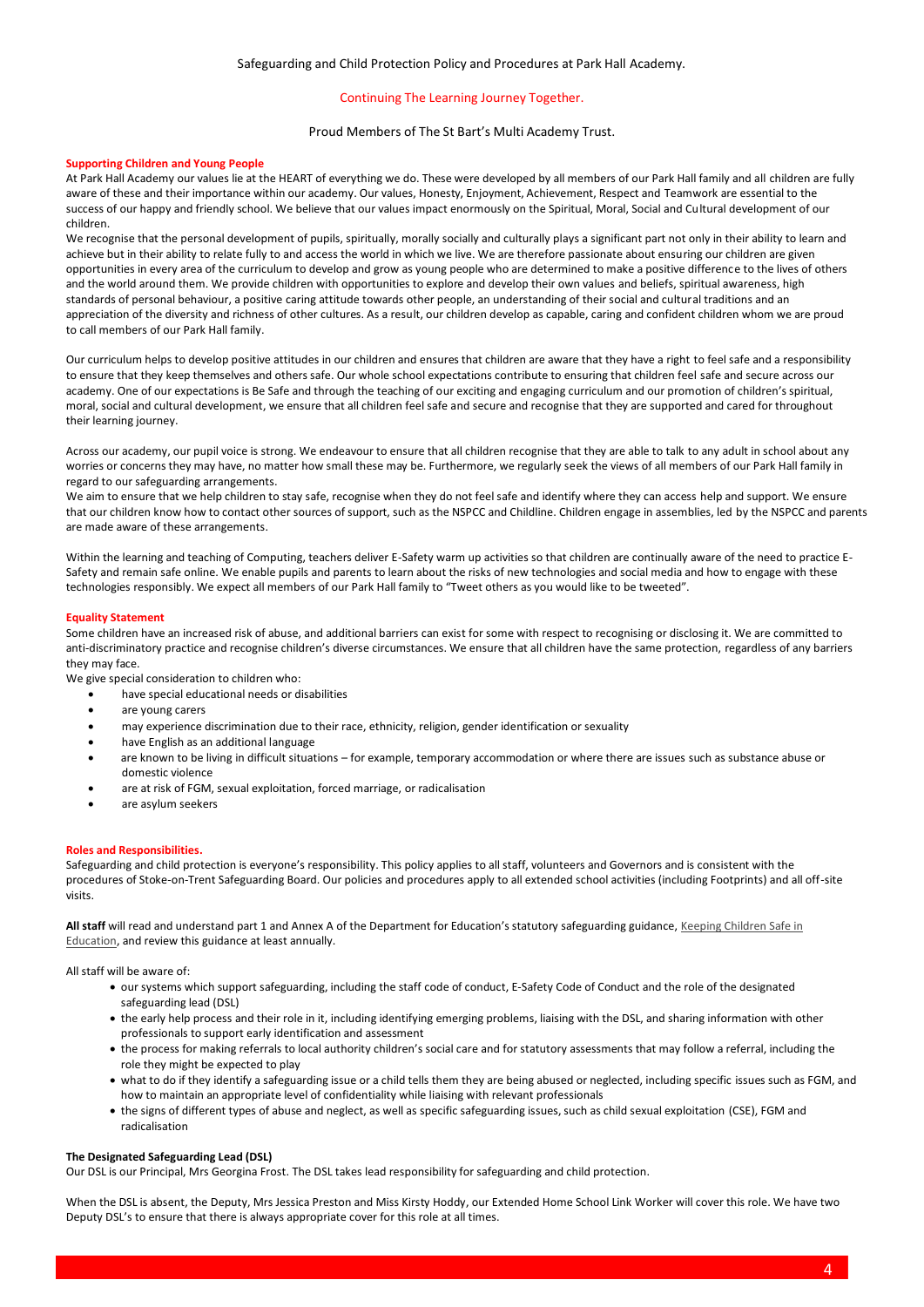Safeguarding and Child Protection Policy and Procedures at Park Hall Academy.

Continuing The Learning Journey Together.

Proud Members of The St Bart's Multi Academy Trust.

## Supporting Children and Young People

At Park Hall Academy our values lie at the HEART of everything we do. These were developed by all members of our Park Hall family and all children are fully aware of these and their importance within our academy. Our values, Honesty, Enjoyment, Achievement, Respect and Teamwork are essential to the success of our happy and friendly school. We believe that our values impact enormously on the Spiritual, Moral, Social and Cultural development of our children.

We recognise that the personal development of pupils, spiritually, morally socially and culturally plays a significant part not only in their ability to learn and achieve but in their ability to relate fully to and access the world in which we live. We are therefore passionate about ensuring our children are given opportunities in every area of the curriculum to develop and grow as young people who are determined to make a positive difference to the lives of others and the world around them. We provide children with opportunities to explore and develop their own values and beliefs, spiritual awareness, high standards of personal behaviour, a positive caring attitude towards other people, an understanding of their social and cultural traditions and an appreciation of the diversity and richness of other cultures. As a result, our children develop as capable, caring and confident children whom we are proud to call members of our Park Hall family.

Our curriculum helps to develop positive attitudes in our children and ensures that children are aware that they have a right to feel safe and a responsibility to ensure that they keep themselves and others safe. Our whole school expectations contribute to ensuring that children feel safe and secure across our academy. One of our expectations is Be Safe and through the teaching of our exciting and engaging curriculum and our promotion of children's spiritual, moral, social and cultural development, we ensure that all children feel safe and secure and recognise that they are supported and cared for throughout their learning journey.

Across our academy, our pupil voice is strong. We endeavour to ensure that all children recognise that they are able to talk to any adult in school about any worries or concerns they may have, no matter how small these may be. Furthermore, we regularly seek the views of all members of our Park Hall family in regard to our safeguarding arrangements.

We aim to ensure that we help children to stay safe, recognise when they do not feel safe and identify where they can access help and support. We ensure that our children know how to contact other sources of support, such as the NSPCC and Childline. Children engage in assemblies, led by the NSPCC and parents are made aware of these arrangements.

Within the learning and teaching of Computing, teachers deliver E-Safety warm up activities so that children are continually aware of the need to practice E-Safety and remain safe online. We enable pupils and parents to learn about the risks of new technologies and social media and how to engage with these technologies responsibly. We expect all members of our Park Hall family to "Tweet others as you would like to be tweeted".

## Equality Statement

Some children have an increased risk of abuse, and additional barriers can exist for some with respect to recognising or disclosing it. We are committed to anti-discriminatory practice and recognise children's diverse circumstances. We ensure that all children have the same protection, regardless of any barriers they may face.

We give special consideration to children who:

- have special educational needs or disabilities
- are young carers
- may experience discrimination due to their race, ethnicity, religion, gender identification or sexuality
- have English as an additional language
- are known to be living in difficult situations – for example, temporary accommodation or where there are issues such as substance abuse or domestic violence
- are at risk of FGM, sexual exploitation, forced marriage, or radicalisation
- are asylum seekers

## Roles and Responsibilities.

Safeguarding and child protection is everyone's responsibility. This policy applies to all staff, volunteers and Governors and is consistent with the procedures of Stoke-on-Trent Safeguarding Board. Our policies and procedures apply to all extended school activities (including Footprints) and all off-site visits.

**All staff** will read and understand part 1 and Annex A of the Department for Education's statutory safeguarding guidance, Keeping Children Safe in Education, and review this guidance at least annually.

All staff will be aware of:

- our systems which support safeguarding, including the staff code of conduct, E-Safety Code of Conduct and the role of the designated safeguarding lead (DSL)
- the early help process and their role in it, including identifying emerging problems, liaising with the DSL, and sharing information with other professionals to support early identification and assessment
- the process for making referrals to local authority children's social care and for statutory assessments that may follow a referral, including the role they might be expected to play
- what to do if they identify a safeguarding issue or a child tells them they are being abused or neglected, including specific issues such as FGM, and how to maintain an appropriate level of confidentiality while liaising with relevant professionals
- the signs of different types of abuse and neglect, as well as specific safeguarding issues, such as child sexual exploitation (CSE), FGM and radicalisation

### The Designated Safeguarding Lead (DSL)

Our DSL is our Principal, Mrs Georgina Frost. The DSL takes lead responsibility for safeguarding and child protection.

When the DSL is absent, the Deputy, Mrs Jessica Preston and Miss Kirsty Hoddy, our Extended Home School Link Worker will cover this role. We have two Deputy DSL's to ensure that there is always appropriate cover for this role at all times.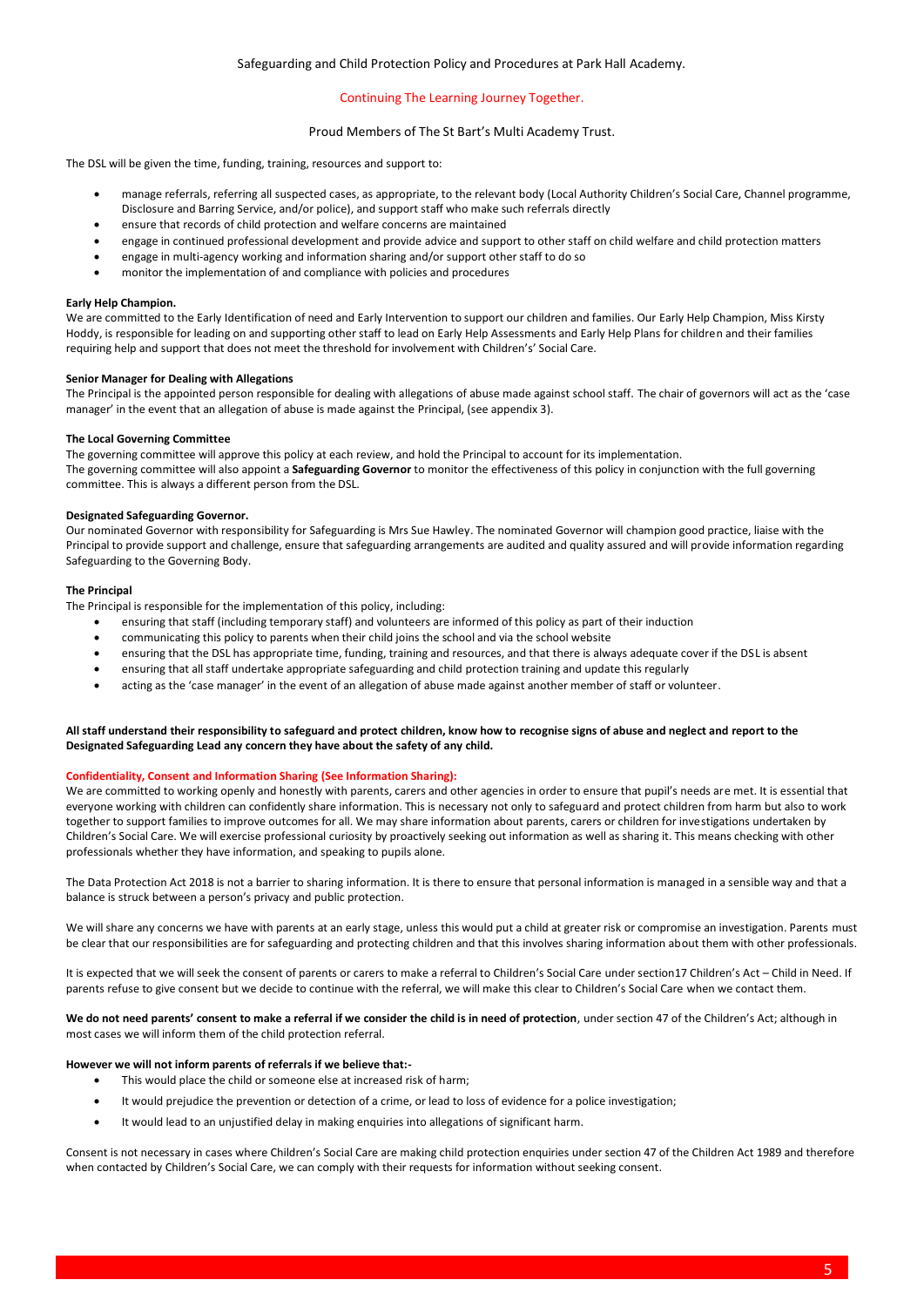The DSL will be given the time, funding, training, resources and support to:

- manage referrals, referring all suspected cases, as appropriate, to the relevant body (Local Authority Children's Social Care, Channel programme, Disclosure and Barring Service, and/or police), and support staff who make such referrals directly
- ensure that records of child protection and welfare concerns are maintained
- engage in continued professional development and provide advice and support to other staff on child welfare and child protection matters
- engage in multi-agency working and information sharing and/or support other staff to do so
- monitor the implementation of and compliance with policies and procedures

**Early Help Champion.**
We are committed to the Early Identification of need and Early Intervention to support our children and families. Our Early Help Champion, Miss Kirsty Hoddy, is responsible for leading on and supporting other staff to lead on Early Help Assessments and Early Help Plans for children and their families requiring help and support that does not meet the threshold for involvement with Childrens' Social Care.

**Senior Manager for Dealing with Allegations**
The Principal is the appointed person responsible for dealing with allegations of abuse made against school staff. The chair of governors will act as the 'case manager' in the event that an allegation of abuse is made against the Principal, (see appendix 3).

**The Local Governing Committee**
The governing committee will approve this policy at each review, and hold the Principal to account for its implementation.
The governing committee will also appoint a **Safeguarding Governor** to monitor the effectiveness of this policy in conjunction with the full governing committee. This is always a different person from the DSL.

**Designated Safeguarding Governor.**
Our nominated Governor with responsibility for Safeguarding is Mrs Sue Hawley. The nominated Governor will champion good practice, liaise with the Principal to provide support and challenge, ensure that safeguarding arrangements are audited and quality assured and will provide information regarding Safeguarding to the Governing Body.

**The Principal**
The Principal is responsible for the implementation of this policy, including:

- ensuring that staff (including temporary staff) and volunteers are informed of this policy as part of their induction
- communicating this policy to parents when their child joins the school and via the school website
- ensuring that the DSL has appropriate time, funding, training and resources, and that there is always adequate cover if the DSL is absent
- ensuring that all staff undertake appropriate safeguarding and child protection training and update this regularly
- acting as the 'case manager' in the event of an allegation of abuse made against another member of staff or volunteer.

**All staff understand their responsibility to safeguard and protect children, know how to recognise signs of abuse and neglect and report to the Designated Safeguarding Lead any concern they have about the safety of any child.**

**Confidentiality, Consent and Information Sharing (See Information Sharing):**
We are committed to working openly and honestly with parents, carers and other agencies in order to ensure that pupil's needs are met. It is essential that everyone working with children can confidently share information. This is necessary not only to safeguard and protect children from harm but also to work together to support families to improve outcomes for all. We may share information about parents, carers or children for investigations undertaken by Children's Social Care. We will exercise professional curiosity by proactively seeking out information as well as sharing it. This means checking with other professionals whether they have information, and speaking to pupils alone.

The Data Protection Act 2018 is not a barrier to sharing information. It is there to ensure that personal information is managed in a sensible way and that a balance is struck between a person's privacy and public protection.

We will share any concerns we have with parents at an early stage, unless this would put a child at greater risk or compromise an investigation. Parents must be clear that our responsibilities are for safeguarding and protecting children and that this involves sharing information about them with other professionals.

It is expected that we will seek the consent of parents or carers to make a referral to Children's Social Care under section17 Children's Act – Child in Need. If parents refuse to give consent but we decide to continue with the referral, we will make this clear to Children's Social Care when we contact them.

**We do not need parents' consent to make a referral if we consider the child is in need of protection**, under section 47 of the Children's Act; although in most cases we will inform them of the child protection referral.

**However we will not inform parents of referrals if we believe that:-**

- This would place the child or someone else at increased risk of harm;
- It would prejudice the prevention or detection of a crime, or lead to loss of evidence for a police investigation;
- It would lead to an unjustified delay in making enquiries into allegations of significant harm.

Consent is not necessary in cases where Children's Social Care are making child protection enquiries under section 47 of the Children Act 1989 and therefore when contacted by Children's Social Care, we can comply with their requests for information without seeking consent.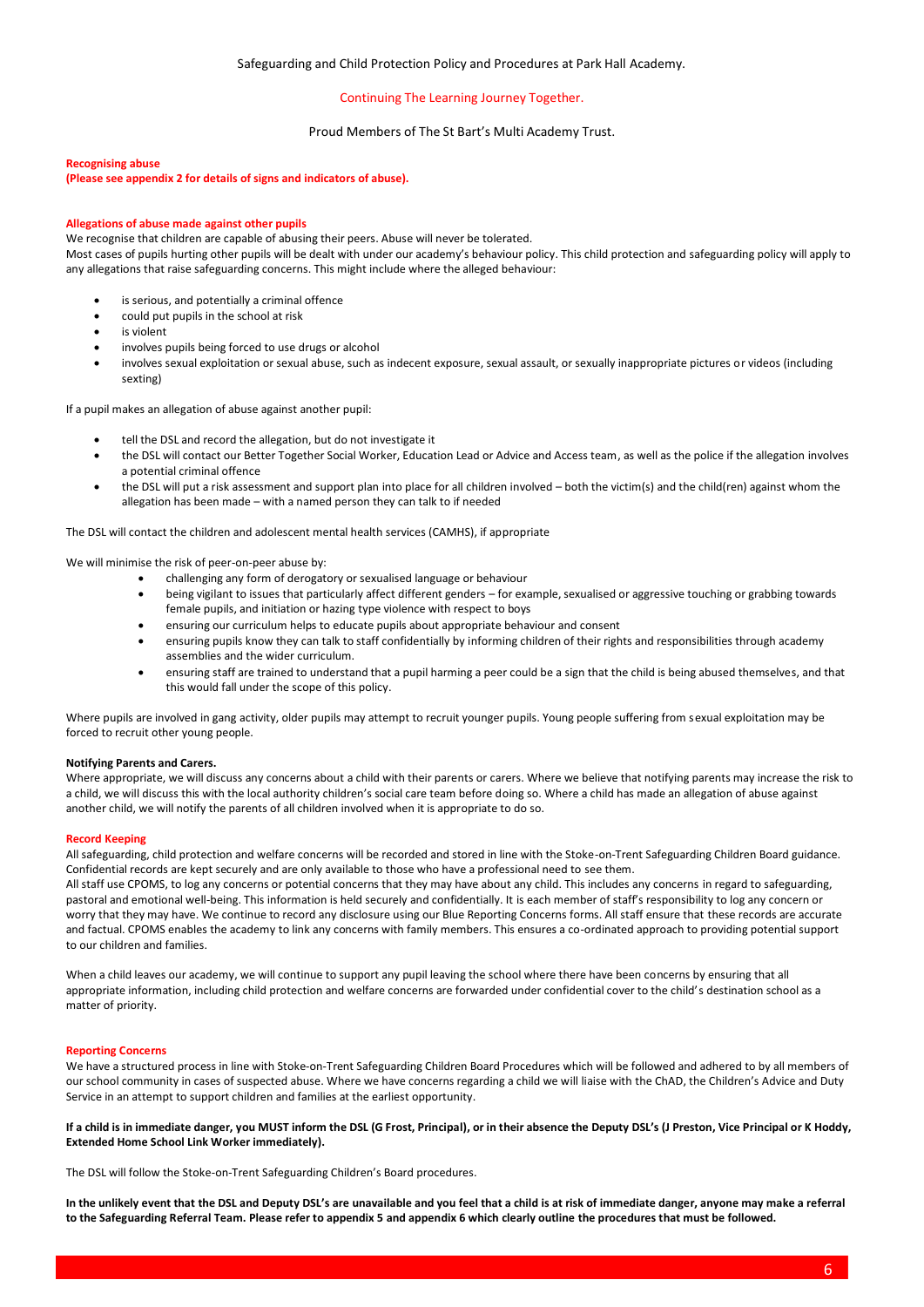**Recognising abuse**
**(Please see appendix 2 for details of signs and indicators of abuse).**

**Allegations of abuse made against other pupils**

We recognise that children are capable of abusing their peers. Abuse will never be tolerated.

Most cases of pupils hurting other pupils will be dealt with under our academy's behaviour policy. This child protection and safeguarding policy will apply to any allegations that raise safeguarding concerns. This might include where the alleged behaviour:

- is serious, and potentially a criminal offence
- could put pupils in the school at risk
- is violent
- involves pupils being forced to use drugs or alcohol
- involves sexual exploitation or sexual abuse, such as indecent exposure, sexual assault, or sexually inappropriate pictures or videos (including sexting)

If a pupil makes an allegation of abuse against another pupil:

- tell the DSL and record the allegation, but do not investigate it
- the DSL will contact our Better Together Social Worker, Education Lead or Advice and Access team, as well as the police if the allegation involves a potential criminal offence
- the DSL will put a risk assessment and support plan into place for all children involved – both the victim(s) and the child(ren) against whom the allegation has been made – with a named person they can talk to if needed

The DSL will contact the children and adolescent mental health services (CAMHS), if appropriate

We will minimise the risk of peer-on-peer abuse by:

- challenging any form of derogatory or sexualised language or behaviour
- being vigilant to issues that particularly affect different genders – for example, sexualised or aggressive touching or grabbing towards female pupils, and initiation or hazing type violence with respect to boys
- ensuring our curriculum helps to educate pupils about appropriate behaviour and consent
- ensuring pupils know they can talk to staff confidentially by informing children of their rights and responsibilities through academy assemblies and the wider curriculum.
- ensuring staff are trained to understand that a pupil harming a peer could be a sign that the child is being abused themselves, and that this would fall under the scope of this policy.

Where pupils are involved in gang activity, older pupils may attempt to recruit younger pupils. Young people suffering from sexual exploitation may be forced to recruit other young people.

**Notifying Parents and Carers.**

Where appropriate, we will discuss any concerns about a child with their parents or carers. Where we believe that notifying parents may increase the risk to a child, we will discuss this with the local authority children's social care team before doing so. Where a child has made an allegation of abuse against another child, we will notify the parents of all children involved when it is appropriate to do so.

**Record Keeping**

All safeguarding, child protection and welfare concerns will be recorded and stored in line with the Stoke-on-Trent Safeguarding Children Board guidance. Confidential records are kept securely and are only available to those who have a professional need to see them.

All staff use CPOMS, to log any concerns or potential concerns that they may have about any child. This includes any concerns in regard to safeguarding, pastoral and emotional well-being. This information is held securely and confidentially. It is each member of staff's responsibility to log any concern or worry that they may have. We continue to record any disclosure using our Blue Reporting Concerns forms. All staff ensure that these records are accurate and factual. CPOMS enables the academy to link any concerns with family members. This ensures a co-ordinated approach to providing potential support to our children and families.

When a child leaves our academy, we will continue to support any pupil leaving the school where there have been concerns by ensuring that all appropriate information, including child protection and welfare concerns are forwarded under confidential cover to the child's destination school as a matter of priority.

**Reporting Concerns**

We have a structured process in line with Stoke-on-Trent Safeguarding Children Board Procedures which will be followed and adhered to by all members of our school community in cases of suspected abuse. Where we have concerns regarding a child we will liaise with the ChAD, the Children's Advice and Duty Service in an attempt to support children and families at the earliest opportunity.

**If a child is in immediate danger, you MUST inform the DSL (G Frost, Principal), or in their absence the Deputy DSL's (J Preston, Vice Principal or K Hoddy, Extended Home School Link Worker immediately).**

The DSL will follow the Stoke-on-Trent Safeguarding Children's Board procedures.

**In the unlikely event that the DSL and Deputy DSL's are unavailable and you feel that a child is at risk of immediate danger, anyone may make a referral to the Safeguarding Referral Team. Please refer to appendix 5 and appendix 6 which clearly outline the procedures that must be followed.**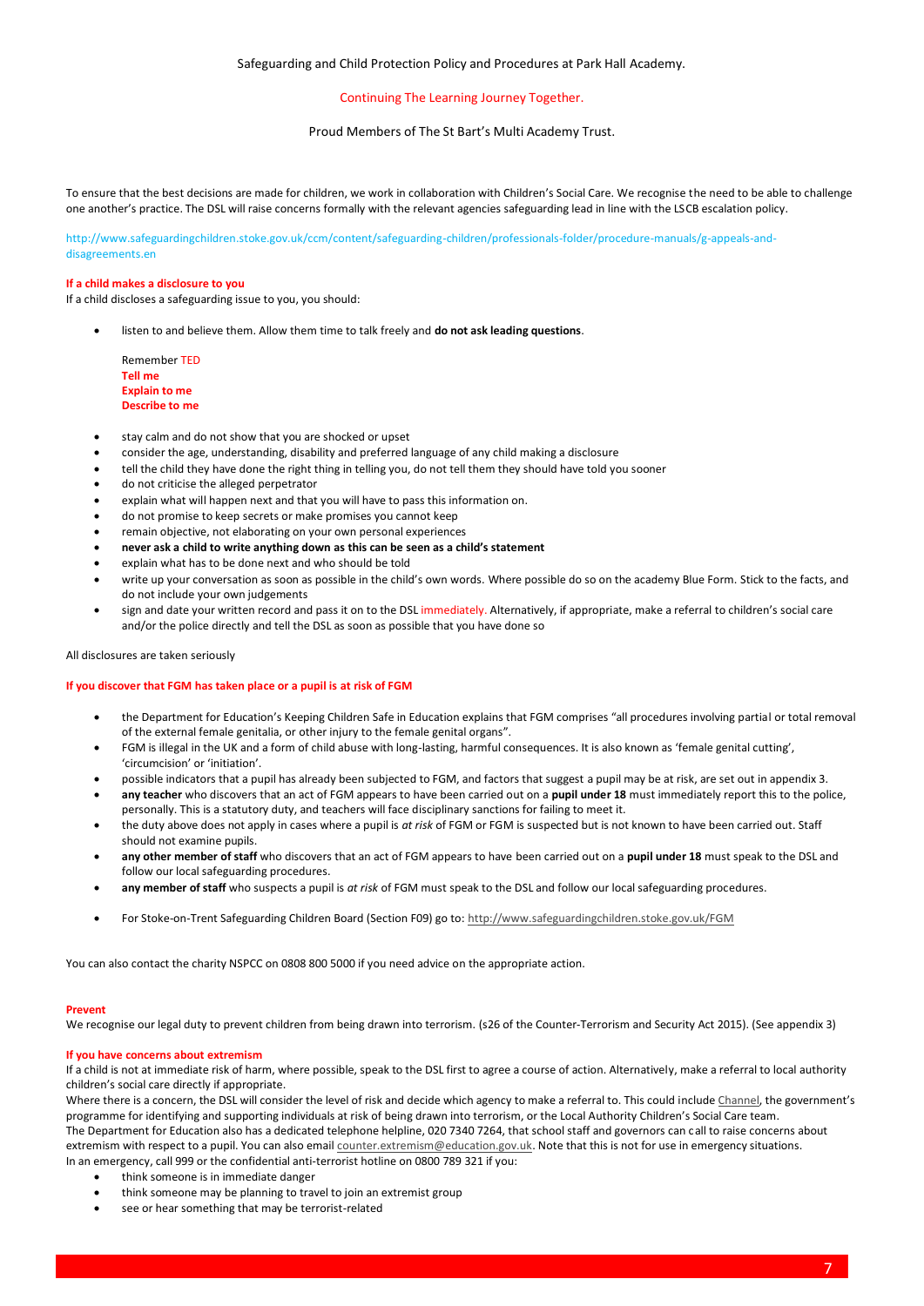To ensure that the best decisions are made for children, we work in collaboration with Children's Social Care. We recognise the need to be able to challenge one another's practice. The DSL will raise concerns formally with the relevant agencies safeguarding lead in line with the LSCB escalation policy.

http://www.safeguardingchildren.stoke.gov.uk/ccm/content/safeguarding-children/professionals-folder/procedure-manuals/g-appeals-and-disagreements.en

**If a child makes a disclosure to you**

If a child discloses a safeguarding issue to you, you should:

- listen to and believe them. Allow them time to talk freely and **do not ask leading questions**.

  Remember TED
  **Tell me**
  **Explain to me**
  **Describe to me**

- stay calm and do not show that you are shocked or upset
- consider the age, understanding, disability and preferred language of any child making a disclosure
- tell the child they have done the right thing in telling you, do not tell them they should have told you sooner
- do not criticise the alleged perpetrator
- explain what will happen next and that you will have to pass this information on.
- do not promise to keep secrets or make promises you cannot keep
- remain objective, not elaborating on your own personal experiences
- **never ask a child to write anything down as this can be seen as a child's statement**
- explain what has to be done next and who should be told
- write up your conversation as soon as possible in the child's own words. Where possible do so on the academy Blue Form. Stick to the facts, and do not include your own judgements
- sign and date your written record and pass it on to the DSL immediately. Alternatively, if appropriate, make a referral to children's social care and/or the police directly and tell the DSL as soon as possible that you have done so

All disclosures are taken seriously

**If you discover that FGM has taken place or a pupil is at risk of FGM**

- the Department for Education's Keeping Children Safe in Education explains that FGM comprises "all procedures involving partial or total removal of the external female genitalia, or other injury to the female genital organs".
- FGM is illegal in the UK and a form of child abuse with long-lasting, harmful consequences. It is also known as 'female genital cutting', 'circumcision' or 'initiation'.
- possible indicators that a pupil has already been subjected to FGM, and factors that suggest a pupil may be at risk, are set out in appendix 3.
- **any teacher** who discovers that an act of FGM appears to have been carried out on a **pupil under 18** must immediately report this to the police, personally. This is a statutory duty, and teachers will face disciplinary sanctions for failing to meet it.
- the duty above does not apply in cases where a pupil is *at risk* of FGM or FGM is suspected but is not known to have been carried out. Staff should not examine pupils.
- **any other member of staff** who discovers that an act of FGM appears to have been carried out on a **pupil under 18** must speak to the DSL and follow our local safeguarding procedures.
- **any member of staff** who suspects a pupil is *at risk* of FGM must speak to the DSL and follow our local safeguarding procedures.
- For Stoke-on-Trent Safeguarding Children Board (Section F09) go to: http://www.safeguardingchildren.stoke.gov.uk/FGM

You can also contact the charity NSPCC on 0808 800 5000 if you need advice on the appropriate action.

**Prevent**

We recognise our legal duty to prevent children from being drawn into terrorism. (s26 of the Counter-Terrorism and Security Act 2015). (See appendix 3)

**If you have concerns about extremism**

If a child is not at immediate risk of harm, where possible, speak to the DSL first to agree a course of action. Alternatively, make a referral to local authority children's social care directly if appropriate.

Where there is a concern, the DSL will consider the level of risk and decide which agency to make a referral to. This could include Channel, the government's programme for identifying and supporting individuals at risk of being drawn into terrorism, or the Local Authority Children's Social Care team.

The Department for Education also has a dedicated telephone helpline, 020 7340 7264, that school staff and governors can call to raise concerns about extremism with respect to a pupil. You can also email counter.extremism@education.gov.uk. Note that this is not for use in emergency situations.

In an emergency, call 999 or the confidential anti-terrorist hotline on 0800 789 321 if you:

- think someone is in immediate danger
- think someone may be planning to travel to join an extremist group
- see or hear something that may be terrorist-related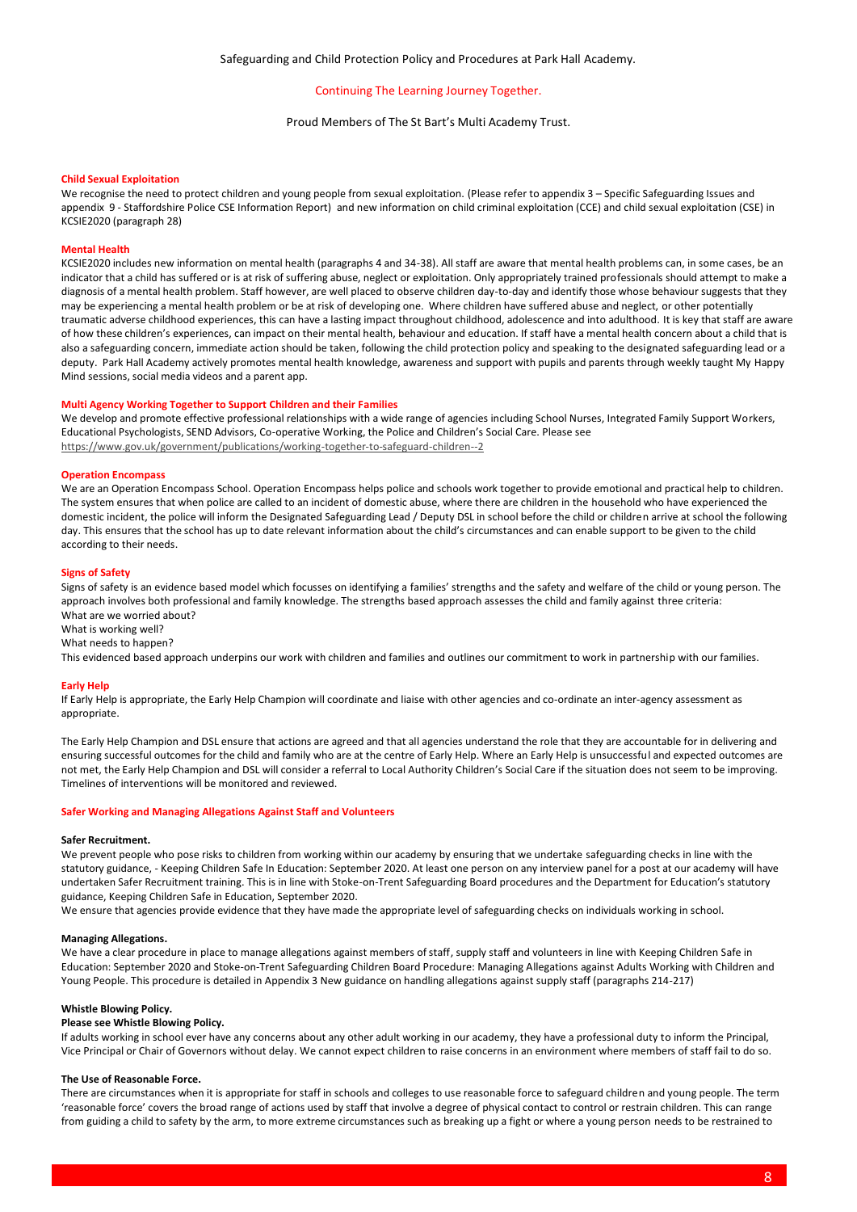### Child Sexual Exploitation

We recognise the need to protect children and young people from sexual exploitation. (Please refer to appendix 3 – Specific Safeguarding Issues and appendix 9 - Staffordshire Police CSE Information Report) and new information on child criminal exploitation (CCE) and child sexual exploitation (CSE) in KCSIE2020 (paragraph 28)

### Mental Health

KCSIE2020 includes new information on mental health (paragraphs 4 and 34-38). All staff are aware that mental health problems can, in some cases, be an indicator that a child has suffered or is at risk of suffering abuse, neglect or exploitation. Only appropriately trained professionals should attempt to make a diagnosis of a mental health problem. Staff however, are well placed to observe children day-to-day and identify those whose behaviour suggests that they may be experiencing a mental health problem or be at risk of developing one. Where children have suffered abuse and neglect, or other potentially traumatic adverse childhood experiences, this can have a lasting impact throughout childhood, adolescence and into adulthood. It is key that staff are aware of how these children's experiences, can impact on their mental health, behaviour and education. If staff have a mental health concern about a child that is also a safeguarding concern, immediate action should be taken, following the child protection policy and speaking to the designated safeguarding lead or a deputy. Park Hall Academy actively promotes mental health knowledge, awareness and support with pupils and parents through weekly taught My Happy Mind sessions, social media videos and a parent app.

### Multi Agency Working Together to Support Children and their Families

We develop and promote effective professional relationships with a wide range of agencies including School Nurses, Integrated Family Support Workers, Educational Psychologists, SEND Advisors, Co-operative Working, the Police and Children's Social Care. Please see https://www.gov.uk/government/publications/working-together-to-safeguard-children--2

### Operation Encompass

We are an Operation Encompass School. Operation Encompass helps police and schools work together to provide emotional and practical help to children. The system ensures that when police are called to an incident of domestic abuse, where there are children in the household who have experienced the domestic incident, the police will inform the Designated Safeguarding Lead / Deputy DSL in school before the child or children arrive at school the following day. This ensures that the school has up to date relevant information about the child's circumstances and can enable support to be given to the child according to their needs.

### Signs of Safety

Signs of safety is an evidence based model which focusses on identifying a families' strengths and the safety and welfare of the child or young person. The approach involves both professional and family knowledge. The strengths based approach assesses the child and family against three criteria:

What are we worried about?
What is working well?
What needs to happen?

This evidenced based approach underpins our work with children and families and outlines our commitment to work in partnership with our families.

### Early Help

If Early Help is appropriate, the Early Help Champion will coordinate and liaise with other agencies and co-ordinate an inter-agency assessment as appropriate.

The Early Help Champion and DSL ensure that actions are agreed and that all agencies understand the role that they are accountable for in delivering and ensuring successful outcomes for the child and family who are at the centre of Early Help. Where an Early Help is unsuccessful and expected outcomes are not met, the Early Help Champion and DSL will consider a referral to Local Authority Children's Social Care if the situation does not seem to be improving. Timelines of interventions will be monitored and reviewed.

### Safer Working and Managing Allegations Against Staff and Volunteers

**Safer Recruitment.**

We prevent people who pose risks to children from working within our academy by ensuring that we undertake safeguarding checks in line with the statutory guidance, - Keeping Children Safe In Education: September 2020. At least one person on any interview panel for a post at our academy will have undertaken Safer Recruitment training. This is in line with Stoke-on-Trent Safeguarding Board procedures and the Department for Education's statutory guidance, Keeping Children Safe in Education, September 2020.

We ensure that agencies provide evidence that they have made the appropriate level of safeguarding checks on individuals working in school.

**Managing Allegations.**

We have a clear procedure in place to manage allegations against members of staff, supply staff and volunteers in line with Keeping Children Safe in Education: September 2020 and Stoke-on-Trent Safeguarding Children Board Procedure: Managing Allegations against Adults Working with Children and Young People. This procedure is detailed in Appendix 3 New guidance on handling allegations against supply staff (paragraphs 214-217)

**Whistle Blowing Policy.**

**Please see Whistle Blowing Policy.**

If adults working in school ever have any concerns about any other adult working in our academy, they have a professional duty to inform the Principal, Vice Principal or Chair of Governors without delay. We cannot expect children to raise concerns in an environment where members of staff fail to do so.

**The Use of Reasonable Force.**

There are circumstances when it is appropriate for staff in schools and colleges to use reasonable force to safeguard children and young people. The term 'reasonable force' covers the broad range of actions used by staff that involve a degree of physical contact to control or restrain children. This can range from guiding a child to safety by the arm, to more extreme circumstances such as breaking up a fight or where a young person needs to be restrained to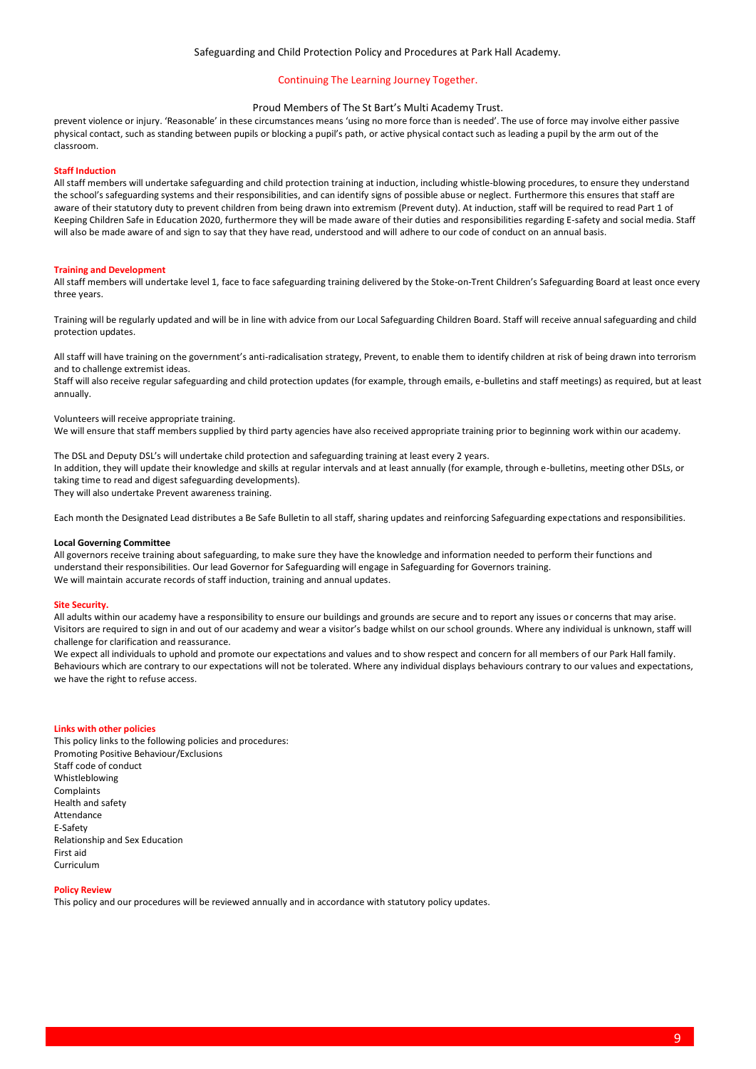prevent violence or injury. 'Reasonable' in these circumstances means 'using no more force than is needed'. The use of force may involve either passive physical contact, such as standing between pupils or blocking a pupil's path, or active physical contact such as leading a pupil by the arm out of the classroom.

**Staff Induction**

All staff members will undertake safeguarding and child protection training at induction, including whistle-blowing procedures, to ensure they understand the school's safeguarding systems and their responsibilities, and can identify signs of possible abuse or neglect. Furthermore this ensures that staff are aware of their statutory duty to prevent children from being drawn into extremism (Prevent duty). At induction, staff will be required to read Part 1 of Keeping Children Safe in Education 2020, furthermore they will be made aware of their duties and responsibilities regarding E-safety and social media. Staff will also be made aware of and sign to say that they have read, understood and will adhere to our code of conduct on an annual basis.

**Training and Development**

All staff members will undertake level 1, face to face safeguarding training delivered by the Stoke-on-Trent Children's Safeguarding Board at least once every three years.

Training will be regularly updated and will be in line with advice from our Local Safeguarding Children Board. Staff will receive annual safeguarding and child protection updates.

All staff will have training on the government's anti-radicalisation strategy, Prevent, to enable them to identify children at risk of being drawn into terrorism and to challenge extremist ideas.
Staff will also receive regular safeguarding and child protection updates (for example, through emails, e-bulletins and staff meetings) as required, but at least annually.

Volunteers will receive appropriate training.
We will ensure that staff members supplied by third party agencies have also received appropriate training prior to beginning work within our academy.

The DSL and Deputy DSL's will undertake child protection and safeguarding training at least every 2 years.
In addition, they will update their knowledge and skills at regular intervals and at least annually (for example, through e-bulletins, meeting other DSLs, or taking time to read and digest safeguarding developments).
They will also undertake Prevent awareness training.

Each month the Designated Lead distributes a Be Safe Bulletin to all staff, sharing updates and reinforcing Safeguarding expectations and responsibilities.

**Local Governing Committee**

All governors receive training about safeguarding, to make sure they have the knowledge and information needed to perform their functions and understand their responsibilities. Our lead Governor for Safeguarding will engage in Safeguarding for Governors training.
We will maintain accurate records of staff induction, training and annual updates.

**Site Security.**

All adults within our academy have a responsibility to ensure our buildings and grounds are secure and to report any issues or concerns that may arise. Visitors are required to sign in and out of our academy and wear a visitor's badge whilst on our school grounds. Where any individual is unknown, staff will challenge for clarification and reassurance.
We expect all individuals to uphold and promote our expectations and values and to show respect and concern for all members of our Park Hall family. Behaviours which are contrary to our expectations will not be tolerated. Where any individual displays behaviours contrary to our values and expectations, we have the right to refuse access.

**Links with other policies**

This policy links to the following policies and procedures:
Promoting Positive Behaviour/Exclusions
Staff code of conduct
Whistleblowing
Complaints
Health and safety
Attendance
E-Safety
Relationship and Sex Education
First aid
Curriculum

**Policy Review**

This policy and our procedures will be reviewed annually and in accordance with statutory policy updates.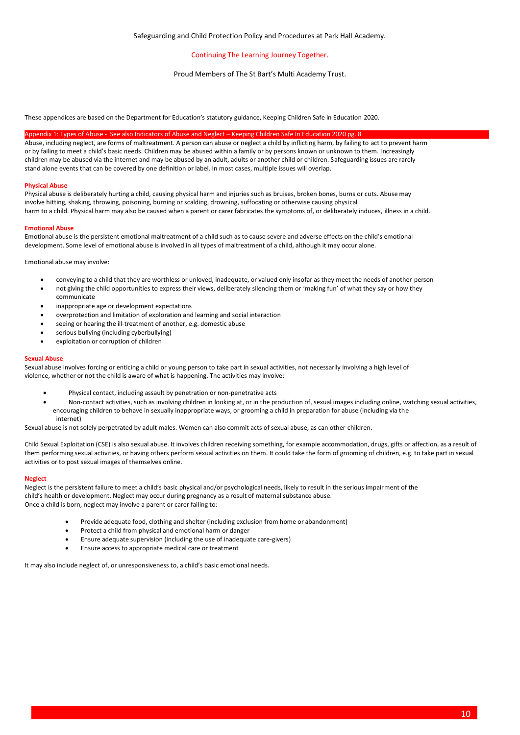Safeguarding and Child Protection Policy and Procedures at Park Hall Academy.

Continuing The Learning Journey Together.

Proud Members of The St Bart's Multi Academy Trust.

These appendices are based on the Department for Education's statutory guidance, Keeping Children Safe in Education 2020.

## Appendix 1: Types of Abuse - See also Indicators of Abuse and Neglect – Keeping Children Safe In Education 2020 pg. 8

Abuse, including neglect, are forms of maltreatment. A person can abuse or neglect a child by inflicting harm, by failing to act to prevent harm or by failing to meet a child's basic needs. Children may be abused within a family or by persons known or unknown to them. Increasingly children may be abused via the internet and may be abused by an adult, adults or another child or children. Safeguarding issues are rarely stand alone events that can be covered by one definition or label. In most cases, multiple issues will overlap.

### Physical Abuse

Physical abuse is deliberately hurting a child, causing physical harm and injuries such as bruises, broken bones, burns or cuts. Abuse may involve hitting, shaking, throwing, poisoning, burning or scalding, drowning, suffocating or otherwise causing physical harm to a child. Physical harm may also be caused when a parent or carer fabricates the symptoms of, or deliberately induces, illness in a child.

### Emotional Abuse

Emotional abuse is the persistent emotional maltreatment of a child such as to cause severe and adverse effects on the child's emotional development. Some level of emotional abuse is involved in all types of maltreatment of a child, although it may occur alone.

Emotional abuse may involve:

- conveying to a child that they are worthless or unloved, inadequate, or valued only insofar as they meet the needs of another person
- not giving the child opportunities to express their views, deliberately silencing them or 'making fun' of what they say or how they communicate
- inappropriate age or development expectations
- overprotection and limitation of exploration and learning and social interaction
- seeing or hearing the ill-treatment of another, e.g. domestic abuse
- serious bullying (including cyberbullying)
- exploitation or corruption of children

### Sexual Abuse

Sexual abuse involves forcing or enticing a child or young person to take part in sexual activities, not necessarily involving a high level of violence, whether or not the child is aware of what is happening. The activities may involve:

- Physical contact, including assault by penetration or non-penetrative acts
- Non-contact activities, such as involving children in looking at, or in the production of, sexual images including online, watching sexual activities, encouraging children to behave in sexually inappropriate ways, or grooming a child in preparation for abuse (including via the internet)

Sexual abuse is not solely perpetrated by adult males. Women can also commit acts of sexual abuse, as can other children.

Child Sexual Exploitation (CSE) is also sexual abuse. It involves children receiving something, for example accommodation, drugs, gifts or affection, as a result of them performing sexual activities, or having others perform sexual activities on them. It could take the form of grooming of children, e.g. to take part in sexual activities or to post sexual images of themselves online.

### Neglect

Neglect is the persistent failure to meet a child's basic physical and/or psychological needs, likely to result in the serious impairment of the child's health or development. Neglect may occur during pregnancy as a result of maternal substance abuse.
Once a child is born, neglect may involve a parent or carer failing to:

- Provide adequate food, clothing and shelter (including exclusion from home or abandonment)
- Protect a child from physical and emotional harm or danger
- Ensure adequate supervision (including the use of inadequate care-givers)
- Ensure access to appropriate medical care or treatment

It may also include neglect of, or unresponsiveness to, a child's basic emotional needs.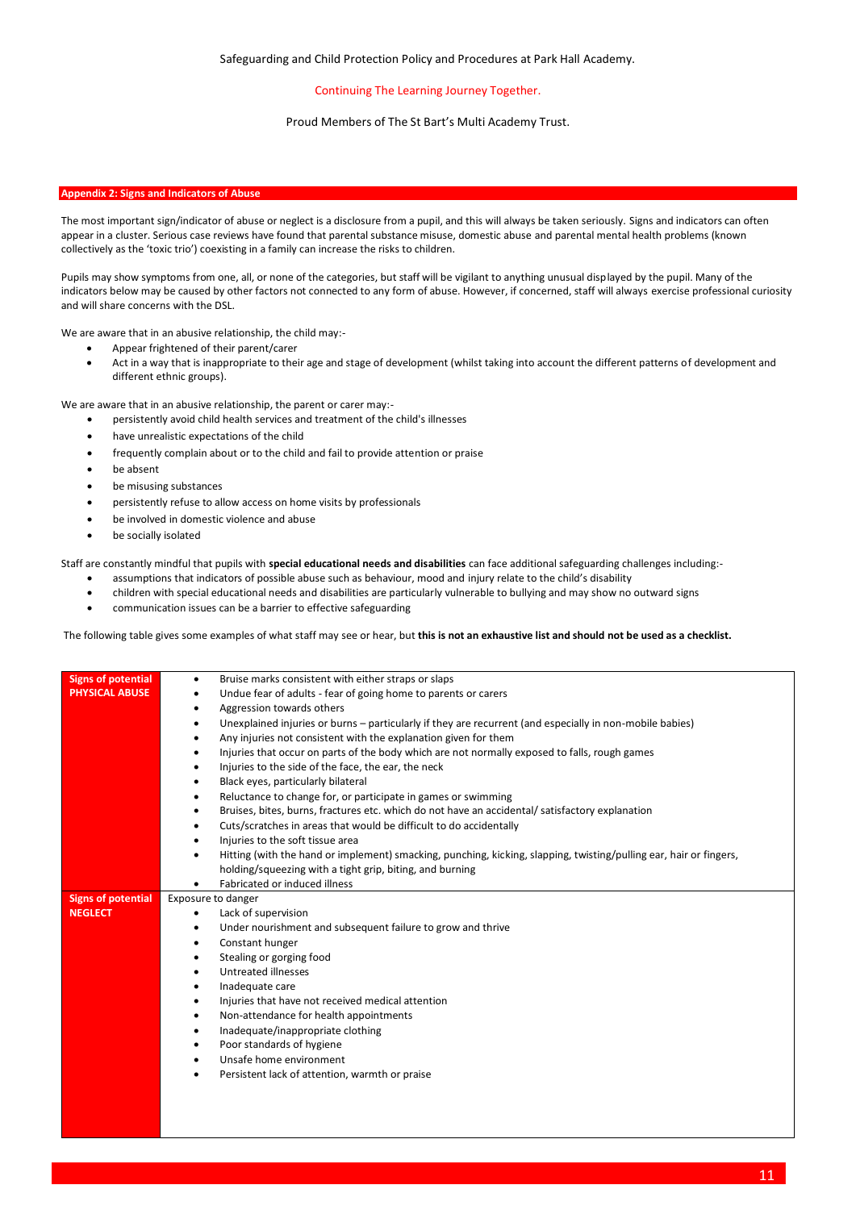### Appendix 2: Signs and Indicators of Abuse

The most important sign/indicator of abuse or neglect is a disclosure from a pupil, and this will always be taken seriously. Signs and indicators can often appear in a cluster. Serious case reviews have found that parental substance misuse, domestic abuse and parental mental health problems (known collectively as the 'toxic trio') coexisting in a family can increase the risks to children.

Pupils may show symptoms from one, all, or none of the categories, but staff will be vigilant to anything unusual displayed by the pupil. Many of the indicators below may be caused by other factors not connected to any form of abuse. However, if concerned, staff will always exercise professional curiosity and will share concerns with the DSL.

We are aware that in an abusive relationship, the child may:-

- Appear frightened of their parent/carer
- Act in a way that is inappropriate to their age and stage of development (whilst taking into account the different patterns of development and different ethnic groups).

We are aware that in an abusive relationship, the parent or carer may:-

- persistently avoid child health services and treatment of the child's illnesses
- have unrealistic expectations of the child
- frequently complain about or to the child and fail to provide attention or praise
- be absent
- be misusing substances
- persistently refuse to allow access on home visits by professionals
- be involved in domestic violence and abuse
- be socially isolated

Staff are constantly mindful that pupils with **special educational needs and disabilities** can face additional safeguarding challenges including:-

- assumptions that indicators of possible abuse such as behaviour, mood and injury relate to the child's disability
- children with special educational needs and disabilities are particularly vulnerable to bullying and may show no outward signs
- communication issues can be a barrier to effective safeguarding

The following table gives some examples of what staff may see or hear, but **this is not an exhaustive list and should not be used as a checklist.**

| | |
|---|---|
| **Signs of potential PHYSICAL ABUSE** | • Bruise marks consistent with either straps or slaps<br>• Undue fear of adults - fear of going home to parents or carers<br>• Aggression towards others<br>• Unexplained injuries or burns – particularly if they are recurrent (and especially in non-mobile babies)<br>• Any injuries not consistent with the explanation given for them<br>• Injuries that occur on parts of the body which are not normally exposed to falls, rough games<br>• Injuries to the side of the face, the ear, the neck<br>• Black eyes, particularly bilateral<br>• Reluctance to change for, or participate in games or swimming<br>• Bruises, bites, burns, fractures etc. which do not have an accidental/ satisfactory explanation<br>• Cuts/scratches in areas that would be difficult to do accidentally<br>• Injuries to the soft tissue area<br>• Hitting (with the hand or implement) smacking, punching, kicking, slapping, twisting/pulling ear, hair or fingers, holding/squeezing with a tight grip, biting, and burning<br>• Fabricated or induced illness |
| **Signs of potential NEGLECT** | Exposure to danger<br>• Lack of supervision<br>• Under nourishment and subsequent failure to grow and thrive<br>• Constant hunger<br>• Stealing or gorging food<br>• Untreated illnesses<br>• Inadequate care<br>• Injuries that have not received medical attention<br>• Non-attendance for health appointments<br>• Inadequate/inappropriate clothing<br>• Poor standards of hygiene<br>• Unsafe home environment<br>• Persistent lack of attention, warmth or praise |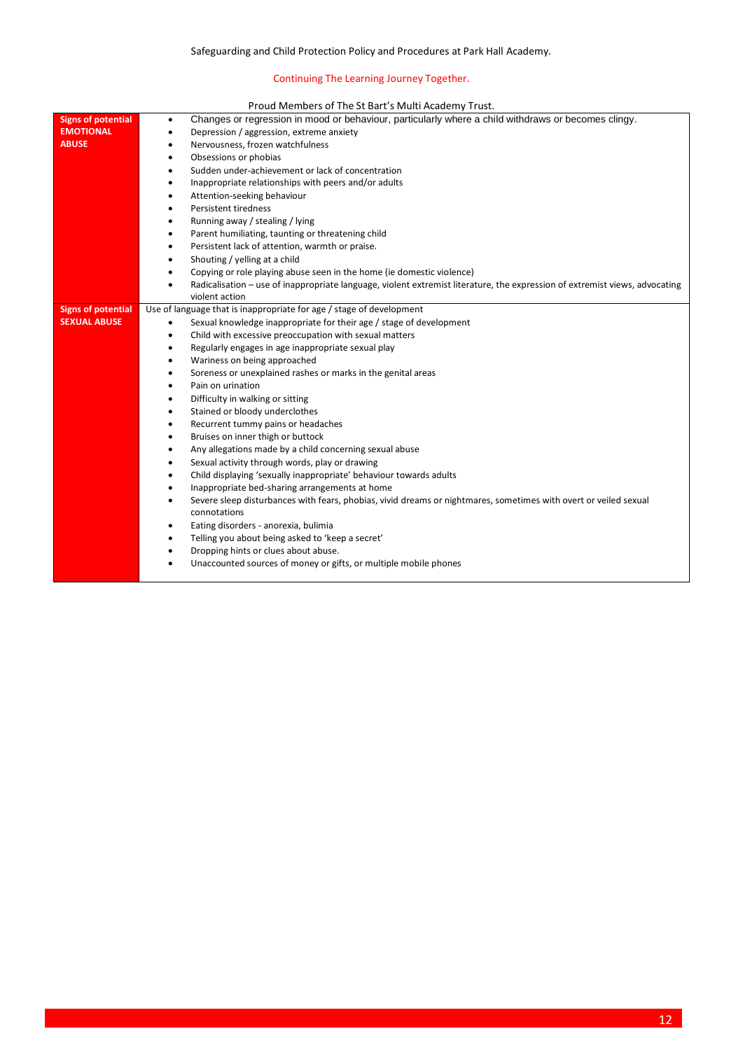| Signs of potential EMOTIONAL ABUSE | <ul><li>Changes or regression in mood or behaviour, particularly where a child withdraws or becomes clingy.</li><li>Depression / aggression, extreme anxiety</li><li>Nervousness, frozen watchfulness</li><li>Obsessions or phobias</li><li>Sudden under-achievement or lack of concentration</li><li>Inappropriate relationships with peers and/or adults</li><li>Attention-seeking behaviour</li><li>Persistent tiredness</li><li>Running away / stealing / lying</li><li>Parent humiliating, taunting or threatening child</li><li>Persistent lack of attention, warmth or praise.</li><li>Shouting / yelling at a child</li><li>Copying or role playing abuse seen in the home (ie domestic violence)</li><li>Radicalisation – use of inappropriate language, violent extremist literature, the expression of extremist views, advocating violent action</li></ul> |
|---|---|
| Signs of potential SEXUAL ABUSE | Use of language that is inappropriate for age / stage of development<ul><li>Sexual knowledge inappropriate for their age / stage of development</li><li>Child with excessive preoccupation with sexual matters</li><li>Regularly engages in age inappropriate sexual play</li><li>Wariness on being approached</li><li>Soreness or unexplained rashes or marks in the genital areas</li><li>Pain on urination</li><li>Difficulty in walking or sitting</li><li>Stained or bloody underclothes</li><li>Recurrent tummy pains or headaches</li><li>Bruises on inner thigh or buttock</li><li>Any allegations made by a child concerning sexual abuse</li><li>Sexual activity through words, play or drawing</li><li>Child displaying 'sexually inappropriate' behaviour towards adults</li><li>Inappropriate bed-sharing arrangements at home</li><li>Severe sleep disturbances with fears, phobias, vivid dreams or nightmares, sometimes with overt or veiled sexual connotations</li><li>Eating disorders - anorexia, bulimia</li><li>Telling you about being asked to 'keep a secret'</li><li>Dropping hints or clues about abuse.</li><li>Unaccounted sources of money or gifts, or multiple mobile phones</li></ul> |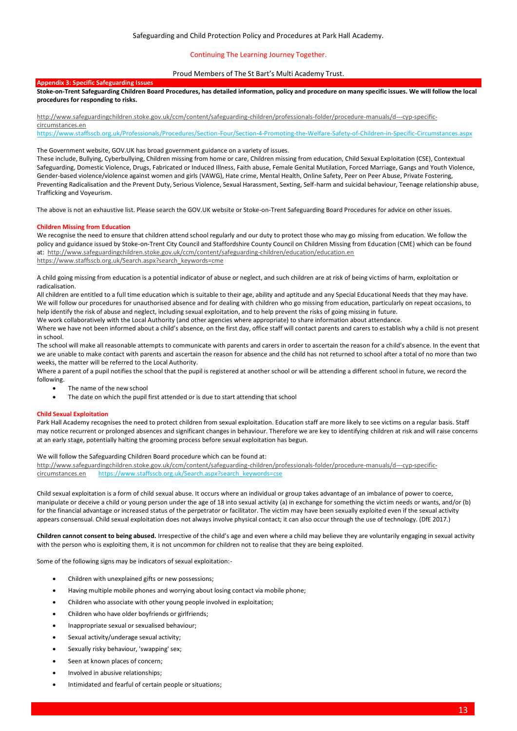## Appendix 3: Specific Safeguarding Issues

**Stoke-on-Trent Safeguarding Children Board Procedures, has detailed information, policy and procedure on many specific issues. We will follow the local procedures for responding to risks.**

http://www.safeguardingchildren.stoke.gov.uk/ccm/content/safeguarding-children/professionals-folder/procedure-manuals/d---cyp-specific-circumstances.en
https://www.staffsscb.org.uk/Professionals/Procedures/Section-Four/Section-4-Promoting-the-Welfare-Safety-of-Children-in-Specific-Circumstances.aspx

The Government website, GOV.UK has broad government guidance on a variety of issues.
These include, Bullying, Cyberbullying, Children missing from home or care, Children missing from education, Child Sexual Exploitation (CSE), Contextual Safeguarding, Domestic Violence, Drugs, Fabricated or Induced Illness, Faith abuse, Female Genital Mutilation, Forced Marriage, Gangs and Youth Violence, Gender-based violence/violence against women and girls (VAWG), Hate crime, Mental Health, Online Safety, Peer on Peer Abuse, Private Fostering, Preventing Radicalisation and the Prevent Duty, Serious Violence, Sexual Harassment, Sexting, Self-harm and suicidal behaviour, Teenage relationship abuse, Trafficking and Voyeurism.

The above is not an exhaustive list. Please search the GOV.UK website or Stoke-on-Trent Safeguarding Board Procedures for advice on other issues.

### Children Missing from Education

We recognise the need to ensure that children attend school regularly and our duty to protect those who may go missing from education. We follow the policy and guidance issued by Stoke-on-Trent City Council and Staffordshire County Council on Children Missing from Education (CME) which can be found at: http://www.safeguardingchildren.stoke.gov.uk/ccm/content/safeguarding-children/education/education.en
https://www.staffsscb.org.uk/Search.aspx?search_keywords=cme

A child going missing from education is a potential indicator of abuse or neglect, and such children are at risk of being victims of harm, exploitation or radicalisation.
All children are entitled to a full time education which is suitable to their age, ability and aptitude and any Special Educational Needs that they may have.
We will follow our procedures for unauthorised absence and for dealing with children who go missing from education, particularly on repeat occasions, to help identify the risk of abuse and neglect, including sexual exploitation, and to help prevent the risks of going missing in future.
We work collaboratively with the Local Authority (and other agencies where appropriate) to share information about attendance.
Where we have not been informed about a child's absence, on the first day, office staff will contact parents and carers to establish why a child is not present in school.
The school will make all reasonable attempts to communicate with parents and carers in order to ascertain the reason for a child's absence. In the event that we are unable to make contact with parents and ascertain the reason for absence and the child has not returned to school after a total of no more than two weeks, the matter will be referred to the Local Authority.
Where a parent of a pupil notifies the school that the pupil is registered at another school or will be attending a different school in future, we record the following.

- The name of the new school
- The date on which the pupil first attended or is due to start attending that school

### Child Sexual Exploitation

Park Hall Academy recognises the need to protect children from sexual exploitation. Education staff are more likely to see victims on a regular basis. Staff may notice recurrent or prolonged absences and significant changes in behaviour. Therefore we are key to identifying children at risk and will raise concerns at an early stage, potentially halting the grooming process before sexual exploitation has begun.

We will follow the Safeguarding Children Board procedure which can be found at:
http://www.safeguardingchildren.stoke.gov.uk/ccm/content/safeguarding-children/professionals-folder/procedure-manuals/d---cyp-specific-circumstances.en https://www.staffsscb.org.uk/Search.aspx?search_keywords=cse

Child sexual exploitation is a form of child sexual abuse. It occurs where an individual or group takes advantage of an imbalance of power to coerce, manipulate or deceive a child or young person under the age of 18 into sexual activity (a) in exchange for something the victim needs or wants, and/or (b) for the financial advantage or increased status of the perpetrator or facilitator. The victim may have been sexually exploited even if the sexual activity appears consensual. Child sexual exploitation does not always involve physical contact; it can also occur through the use of technology. (DfE 2017.)

**Children cannot consent to being abused.** Irrespective of the child's age and even where a child may believe they are voluntarily engaging in sexual activity with the person who is exploiting them, it is not uncommon for children not to realise that they are being exploited.

Some of the following signs may be indicators of sexual exploitation:-

- Children with unexplained gifts or new possessions;
- Having multiple mobile phones and worrying about losing contact via mobile phone;
- Children who associate with other young people involved in exploitation;
- Children who have older boyfriends or girlfriends;
- Inappropriate sexual or sexualised behaviour;
- Sexual activity/underage sexual activity;
- Sexually risky behaviour, 'swapping' sex;
- Seen at known places of concern;
- Involved in abusive relationships;
- Intimidated and fearful of certain people or situations;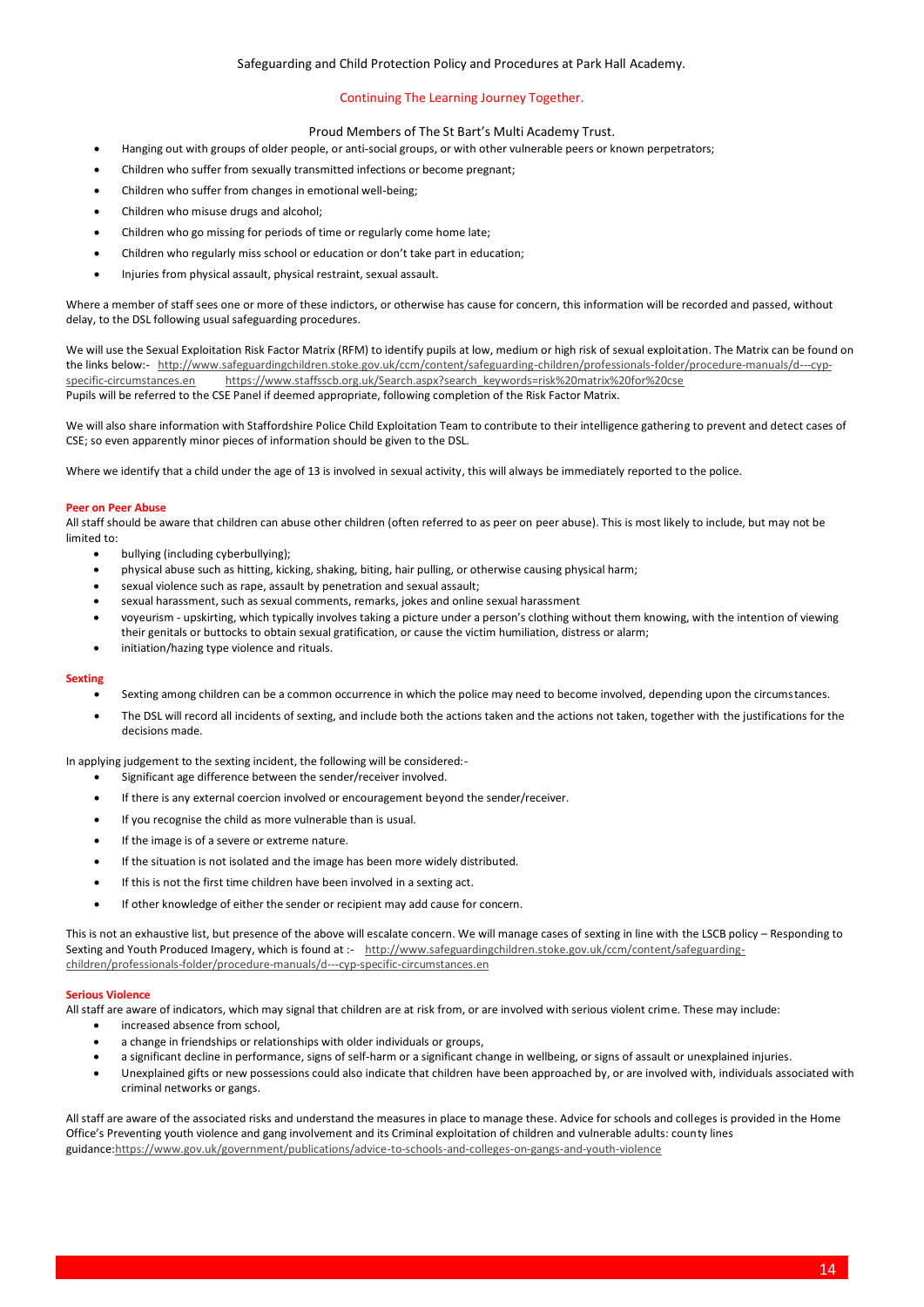- Hanging out with groups of older people, or anti-social groups, or with other vulnerable peers or known perpetrators;
- Children who suffer from sexually transmitted infections or become pregnant;
- Children who suffer from changes in emotional well-being;
- Children who misuse drugs and alcohol;
- Children who go missing for periods of time or regularly come home late;
- Children who regularly miss school or education or don't take part in education;
- Injuries from physical assault, physical restraint, sexual assault.

Where a member of staff sees one or more of these indictors, or otherwise has cause for concern, this information will be recorded and passed, without delay, to the DSL following usual safeguarding procedures.

We will use the Sexual Exploitation Risk Factor Matrix (RFM) to identify pupils at low, medium or high risk of sexual exploitation. The Matrix can be found on the links below:- http://www.safeguardingchildren.stoke.gov.uk/ccm/content/safeguarding-children/professionals-folder/procedure-manuals/d---cyp-specific-circumstances.en https://www.staffsscb.org.uk/Search.aspx?search_keywords=risk%20matrix%20for%20cse
Pupils will be referred to the CSE Panel if deemed appropriate, following completion of the Risk Factor Matrix.

We will also share information with Staffordshire Police Child Exploitation Team to contribute to their intelligence gathering to prevent and detect cases of CSE; so even apparently minor pieces of information should be given to the DSL.

Where we identify that a child under the age of 13 is involved in sexual activity, this will always be immediately reported to the police.

**Peer on Peer Abuse**

All staff should be aware that children can abuse other children (often referred to as peer on peer abuse). This is most likely to include, but may not be limited to:

- bullying (including cyberbullying);
- physical abuse such as hitting, kicking, shaking, biting, hair pulling, or otherwise causing physical harm;
- sexual violence such as rape, assault by penetration and sexual assault;
- sexual harassment, such as sexual comments, remarks, jokes and online sexual harassment
- voyeurism - upskirting, which typically involves taking a picture under a person's clothing without them knowing, with the intention of viewing their genitals or buttocks to obtain sexual gratification, or cause the victim humiliation, distress or alarm;
- initiation/hazing type violence and rituals.

**Sexting**

- Sexting among children can be a common occurrence in which the police may need to become involved, depending upon the circumstances.
- The DSL will record all incidents of sexting, and include both the actions taken and the actions not taken, together with the justifications for the decisions made.

In applying judgement to the sexting incident, the following will be considered:-

- Significant age difference between the sender/receiver involved.
- If there is any external coercion involved or encouragement beyond the sender/receiver.
- If you recognise the child as more vulnerable than is usual.
- If the image is of a severe or extreme nature.
- If the situation is not isolated and the image has been more widely distributed.
- If this is not the first time children have been involved in a sexting act.
- If other knowledge of either the sender or recipient may add cause for concern.

This is not an exhaustive list, but presence of the above will escalate concern. We will manage cases of sexting in line with the LSCB policy – Responding to Sexting and Youth Produced Imagery, which is found at :- http://www.safeguardingchildren.stoke.gov.uk/ccm/content/safeguarding-children/professionals-folder/procedure-manuals/d---cyp-specific-circumstances.en

**Serious Violence**

All staff are aware of indicators, which may signal that children are at risk from, or are involved with serious violent crime. These may include:

- increased absence from school,
- a change in friendships or relationships with older individuals or groups,
- a significant decline in performance, signs of self-harm or a significant change in wellbeing, or signs of assault or unexplained injuries.
- Unexplained gifts or new possessions could also indicate that children have been approached by, or are involved with, individuals associated with criminal networks or gangs.

All staff are aware of the associated risks and understand the measures in place to manage these. Advice for schools and colleges is provided in the Home Office's Preventing youth violence and gang involvement and its Criminal exploitation of children and vulnerable adults: county lines guidance:https://www.gov.uk/government/publications/advice-to-schools-and-colleges-on-gangs-and-youth-violence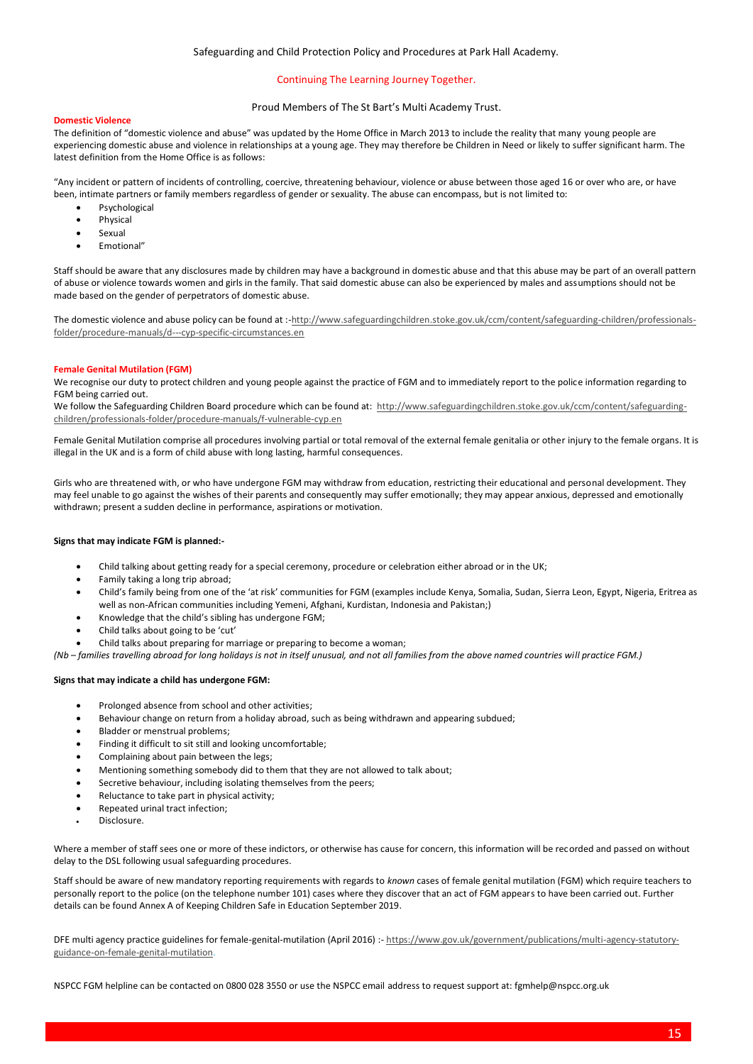## Domestic Violence

The definition of "domestic violence and abuse" was updated by the Home Office in March 2013 to include the reality that many young people are experiencing domestic abuse and violence in relationships at a young age. They may therefore be Children in Need or likely to suffer significant harm. The latest definition from the Home Office is as follows:

"Any incident or pattern of incidents of controlling, coercive, threatening behaviour, violence or abuse between those aged 16 or over who are, or have been, intimate partners or family members regardless of gender or sexuality. The abuse can encompass, but is not limited to:

- Psychological
- Physical
- Sexual
- Emotional"

Staff should be aware that any disclosures made by children may have a background in domestic abuse and that this abuse may be part of an overall pattern of abuse or violence towards women and girls in the family. That said domestic abuse can also be experienced by males and assumptions should not be made based on the gender of perpetrators of domestic abuse.

The domestic violence and abuse policy can be found at :-http://www.safeguardingchildren.stoke.gov.uk/ccm/content/safeguarding-children/professionals-folder/procedure-manuals/d---cyp-specific-circumstances.en

## Female Genital Mutilation (FGM)

We recognise our duty to protect children and young people against the practice of FGM and to immediately report to the police information regarding to FGM being carried out.
We follow the Safeguarding Children Board procedure which can be found at: http://www.safeguardingchildren.stoke.gov.uk/ccm/content/safeguarding-children/professionals-folder/procedure-manuals/f-vulnerable-cyp.en

Female Genital Mutilation comprise all procedures involving partial or total removal of the external female genitalia or other injury to the female organs. It is illegal in the UK and is a form of child abuse with long lasting, harmful consequences.

Girls who are threatened with, or who have undergone FGM may withdraw from education, restricting their educational and personal development. They may feel unable to go against the wishes of their parents and consequently may suffer emotionally; they may appear anxious, depressed and emotionally withdrawn; present a sudden decline in performance, aspirations or motivation.

**Signs that may indicate FGM is planned:-**

- Child talking about getting ready for a special ceremony, procedure or celebration either abroad or in the UK;
- Family taking a long trip abroad;
- Child's family being from one of the 'at risk' communities for FGM (examples include Kenya, Somalia, Sudan, Sierra Leon, Egypt, Nigeria, Eritrea as well as non-African communities including Yemeni, Afghani, Kurdistan, Indonesia and Pakistan;)
- Knowledge that the child's sibling has undergone FGM;
- Child talks about going to be 'cut'
- Child talks about preparing for marriage or preparing to become a woman;

*(Nb – families travelling abroad for long holidays is not in itself unusual, and not all families from the above named countries will practice FGM.)*

**Signs that may indicate a child has undergone FGM:**

- Prolonged absence from school and other activities;
- Behaviour change on return from a holiday abroad, such as being withdrawn and appearing subdued;
- Bladder or menstrual problems;
- Finding it difficult to sit still and looking uncomfortable;
- Complaining about pain between the legs;
- Mentioning something somebody did to them that they are not allowed to talk about;
- Secretive behaviour, including isolating themselves from the peers;
- Reluctance to take part in physical activity;
- Repeated urinal tract infection;
- Disclosure.

Where a member of staff sees one or more of these indictors, or otherwise has cause for concern, this information will be recorded and passed on without delay to the DSL following usual safeguarding procedures.

Staff should be aware of new mandatory reporting requirements with regards to *known* cases of female genital mutilation (FGM) which require teachers to personally report to the police (on the telephone number 101) cases where they discover that an act of FGM appears to have been carried out. Further details can be found Annex A of Keeping Children Safe in Education September 2019.

DFE multi agency practice guidelines for female-genital-mutilation (April 2016) :- https://www.gov.uk/government/publications/multi-agency-statutory-guidance-on-female-genital-mutilation.

NSPCC FGM helpline can be contacted on 0800 028 3550 or use the NSPCC email address to request support at: fgmhelp@nspcc.org.uk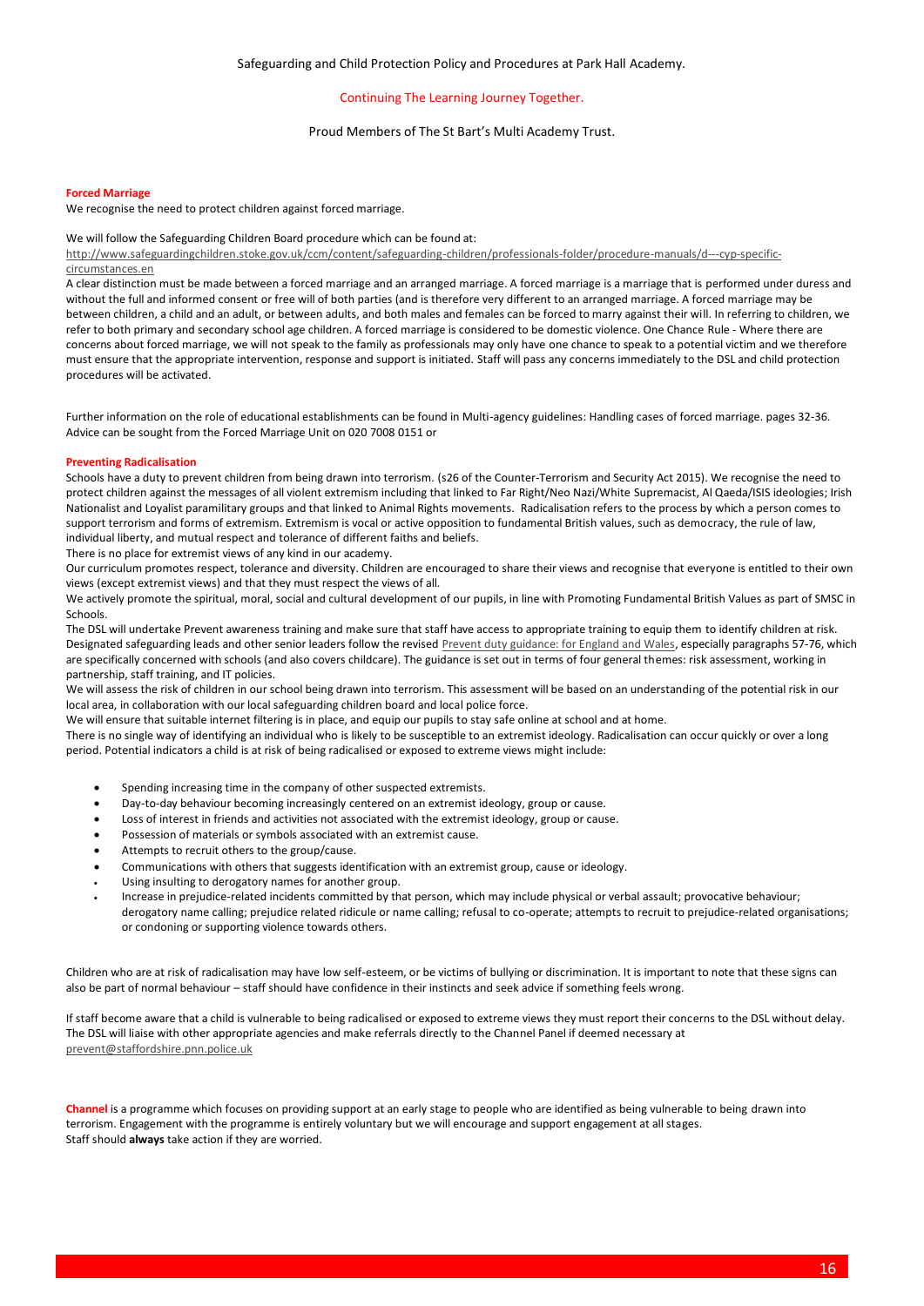**Forced Marriage**

We recognise the need to protect children against forced marriage.

We will follow the Safeguarding Children Board procedure which can be found at:
http://www.safeguardingchildren.stoke.gov.uk/ccm/content/safeguarding-children/professionals-folder/procedure-manuals/d---cyp-specific-circumstances.en

A clear distinction must be made between a forced marriage and an arranged marriage. A forced marriage is a marriage that is performed under duress and without the full and informed consent or free will of both parties (and is therefore very different to an arranged marriage. A forced marriage may be between children, a child and an adult, or between adults, and both males and females can be forced to marry against their will. In referring to children, we refer to both primary and secondary school age children. A forced marriage is considered to be domestic violence. One Chance Rule - Where there are concerns about forced marriage, we will not speak to the family as professionals may only have one chance to speak to a potential victim and we therefore must ensure that the appropriate intervention, response and support is initiated. Staff will pass any concerns immediately to the DSL and child protection procedures will be activated.

Further information on the role of educational establishments can be found in Multi-agency guidelines: Handling cases of forced marriage. pages 32-36. Advice can be sought from the Forced Marriage Unit on 020 7008 0151 or

**Preventing Radicalisation**

Schools have a duty to prevent children from being drawn into terrorism. (s26 of the Counter-Terrorism and Security Act 2015). We recognise the need to protect children against the messages of all violent extremism including that linked to Far Right/Neo Nazi/White Supremacist, Al Qaeda/ISIS ideologies; Irish Nationalist and Loyalist paramilitary groups and that linked to Animal Rights movements. Radicalisation refers to the process by which a person comes to support terrorism and forms of extremism. Extremism is vocal or active opposition to fundamental British values, such as democracy, the rule of law, individual liberty, and mutual respect and tolerance of different faiths and beliefs.

There is no place for extremist views of any kind in our academy.

Our curriculum promotes respect, tolerance and diversity. Children are encouraged to share their views and recognise that everyone is entitled to their own views (except extremist views) and that they must respect the views of all.

We actively promote the spiritual, moral, social and cultural development of our pupils, in line with Promoting Fundamental British Values as part of SMSC in Schools.

The DSL will undertake Prevent awareness training and make sure that staff have access to appropriate training to equip them to identify children at risk. Designated safeguarding leads and other senior leaders follow the revised Prevent duty guidance: for England and Wales, especially paragraphs 57-76, which are specifically concerned with schools (and also covers childcare). The guidance is set out in terms of four general themes: risk assessment, working in partnership, staff training, and IT policies.

We will assess the risk of children in our school being drawn into terrorism. This assessment will be based on an understanding of the potential risk in our local area, in collaboration with our local safeguarding children board and local police force.

We will ensure that suitable internet filtering is in place, and equip our pupils to stay safe online at school and at home.

There is no single way of identifying an individual who is likely to be susceptible to an extremist ideology. Radicalisation can occur quickly or over a long period. Potential indicators a child is at risk of being radicalised or exposed to extreme views might include:

- Spending increasing time in the company of other suspected extremists.
- Day-to-day behaviour becoming increasingly centered on an extremist ideology, group or cause.
- Loss of interest in friends and activities not associated with the extremist ideology, group or cause.
- Possession of materials or symbols associated with an extremist cause.
- Attempts to recruit others to the group/cause.
- Communications with others that suggests identification with an extremist group, cause or ideology.
- Using insulting to derogatory names for another group.
- Increase in prejudice-related incidents committed by that person, which may include physical or verbal assault; provocative behaviour; derogatory name calling; prejudice related ridicule or name calling; refusal to co-operate; attempts to recruit to prejudice-related organisations; or condoning or supporting violence towards others.

Children who are at risk of radicalisation may have low self-esteem, or be victims of bullying or discrimination. It is important to note that these signs can also be part of normal behaviour – staff should have confidence in their instincts and seek advice if something feels wrong.

If staff become aware that a child is vulnerable to being radicalised or exposed to extreme views they must report their concerns to the DSL without delay. The DSL will liaise with other appropriate agencies and make referrals directly to the Channel Panel if deemed necessary at prevent@staffordshire.pnn.police.uk

**Channel** is a programme which focuses on providing support at an early stage to people who are identified as being vulnerable to being drawn into terrorism. Engagement with the programme is entirely voluntary but we will encourage and support engagement at all stages.
Staff should **always** take action if they are worried.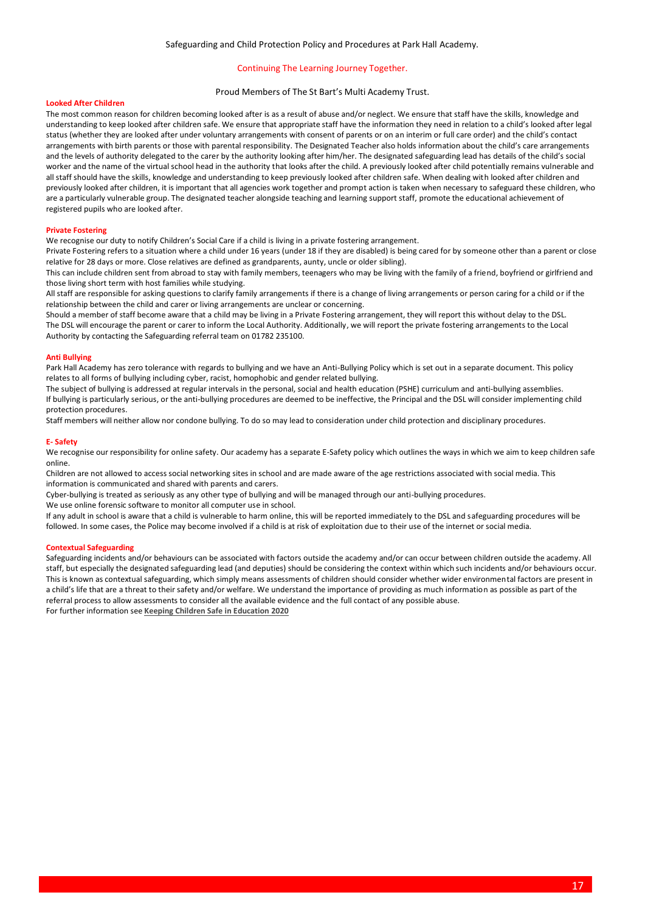### Looked After Children

The most common reason for children becoming looked after is as a result of abuse and/or neglect. We ensure that staff have the skills, knowledge and understanding to keep looked after children safe. We ensure that appropriate staff have the information they need in relation to a child's looked after legal status (whether they are looked after under voluntary arrangements with consent of parents or on an interim or full care order) and the child's contact arrangements with birth parents or those with parental responsibility. The Designated Teacher also holds information about the child's care arrangements and the levels of authority delegated to the carer by the authority looking after him/her. The designated safeguarding lead has details of the child's social worker and the name of the virtual school head in the authority that looks after the child. A previously looked after child potentially remains vulnerable and all staff should have the skills, knowledge and understanding to keep previously looked after children safe. When dealing with looked after children and previously looked after children, it is important that all agencies work together and prompt action is taken when necessary to safeguard these children, who are a particularly vulnerable group. The designated teacher alongside teaching and learning support staff, promote the educational achievement of registered pupils who are looked after.

### Private Fostering

We recognise our duty to notify Children's Social Care if a child is living in a private fostering arrangement.

Private Fostering refers to a situation where a child under 16 years (under 18 if they are disabled) is being cared for by someone other than a parent or close relative for 28 days or more. Close relatives are defined as grandparents, aunty, uncle or older sibling).

This can include children sent from abroad to stay with family members, teenagers who may be living with the family of a friend, boyfriend or girlfriend and those living short term with host families while studying.

All staff are responsible for asking questions to clarify family arrangements if there is a change of living arrangements or person caring for a child or if the relationship between the child and carer or living arrangements are unclear or concerning.

Should a member of staff become aware that a child may be living in a Private Fostering arrangement, they will report this without delay to the DSL.

The DSL will encourage the parent or carer to inform the Local Authority. Additionally, we will report the private fostering arrangements to the Local Authority by contacting the Safeguarding referral team on 01782 235100.

### Anti Bullying

Park Hall Academy has zero tolerance with regards to bullying and we have an Anti-Bullying Policy which is set out in a separate document. This policy relates to all forms of bullying including cyber, racist, homophobic and gender related bullying.

The subject of bullying is addressed at regular intervals in the personal, social and health education (PSHE) curriculum and anti-bullying assemblies.

If bullying is particularly serious, or the anti-bullying procedures are deemed to be ineffective, the Principal and the DSL will consider implementing child protection procedures.

Staff members will neither allow nor condone bullying. To do so may lead to consideration under child protection and disciplinary procedures.

### E- Safety

We recognise our responsibility for online safety. Our academy has a separate E-Safety policy which outlines the ways in which we aim to keep children safe online.

Children are not allowed to access social networking sites in school and are made aware of the age restrictions associated with social media. This information is communicated and shared with parents and carers.

Cyber-bullying is treated as seriously as any other type of bullying and will be managed through our anti-bullying procedures.

We use online forensic software to monitor all computer use in school.

If any adult in school is aware that a child is vulnerable to harm online, this will be reported immediately to the DSL and safeguarding procedures will be followed. In some cases, the Police may become involved if a child is at risk of exploitation due to their use of the internet or social media.

### Contextual Safeguarding

Safeguarding incidents and/or behaviours can be associated with factors outside the academy and/or can occur between children outside the academy. All staff, but especially the designated safeguarding lead (and deputies) should be considering the context within which such incidents and/or behaviours occur. This is known as contextual safeguarding, which simply means assessments of children should consider whether wider environmental factors are present in a child's life that are a threat to their safety and/or welfare. We understand the importance of providing as much information as possible as part of the referral process to allow assessments to consider all the available evidence and the full contact of any possible abuse.

For further information see **Keeping Children Safe in Education 2020**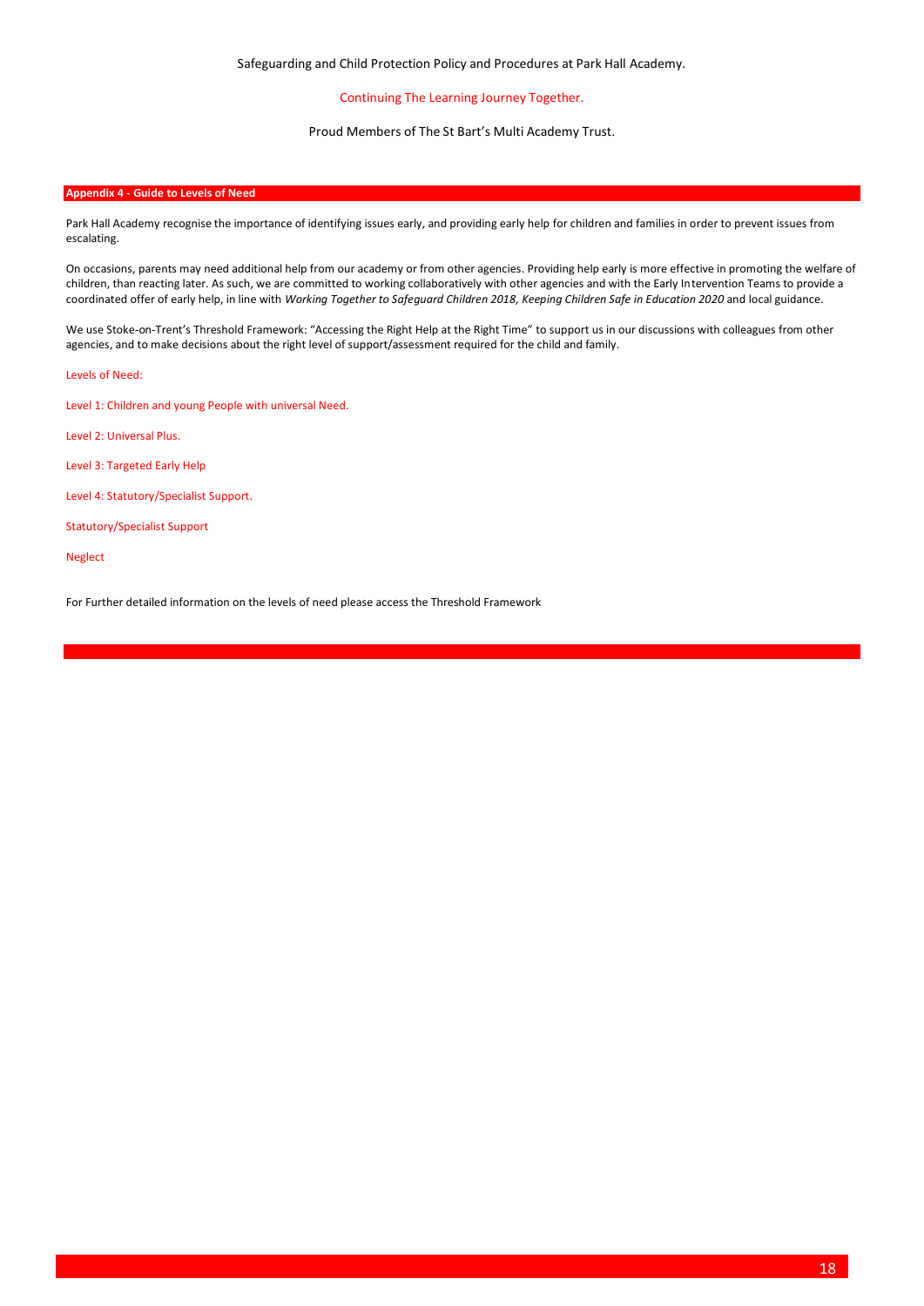## Appendix 4 - Guide to Levels of Need

Park Hall Academy recognise the importance of identifying issues early, and providing early help for children and families in order to prevent issues from escalating.

On occasions, parents may need additional help from our academy or from other agencies. Providing help early is more effective in promoting the welfare of children, than reacting later. As such, we are committed to working collaboratively with other agencies and with the Early Intervention Teams to provide a coordinated offer of early help, in line with *Working Together to Safeguard Children 2018, Keeping Children Safe in Education 2020* and local guidance.

We use Stoke-on-Trent's Threshold Framework: "Accessing the Right Help at the Right Time" to support us in our discussions with colleagues from other agencies, and to make decisions about the right level of support/assessment required for the child and family.

Levels of Need:

Level 1: Children and young People with universal Need.

Level 2: Universal Plus.

Level 3: Targeted Early Help

Level 4: Statutory/Specialist Support.

Statutory/Specialist Support

Neglect

For Further detailed information on the levels of need please access the Threshold Framework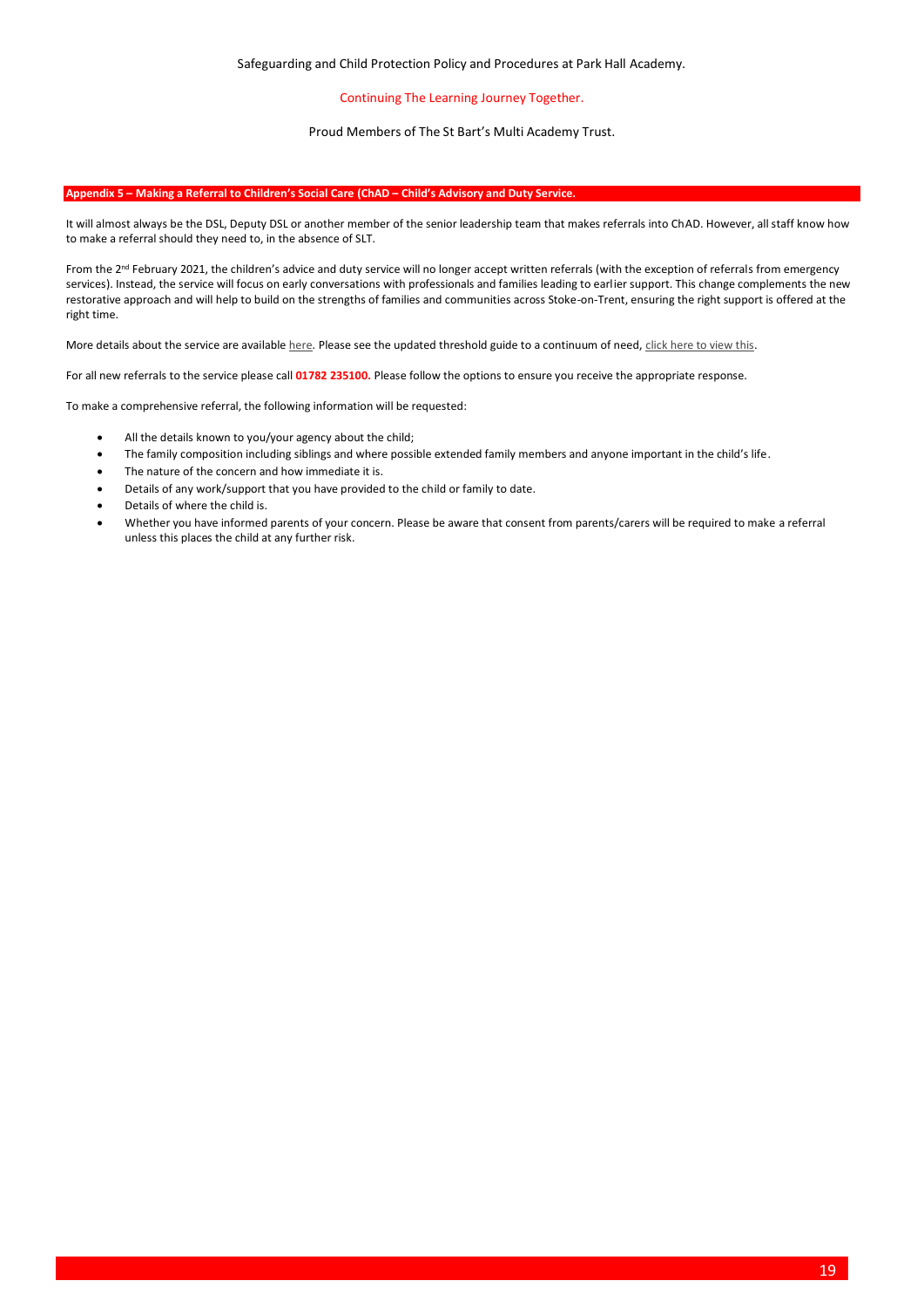## Appendix 5 – Making a Referral to Children's Social Care (ChAD – Child's Advisory and Duty Service.

It will almost always be the DSL, Deputy DSL or another member of the senior leadership team that makes referrals into ChAD. However, all staff know how to make a referral should they need to, in the absence of SLT.

From the 2nd February 2021, the children's advice and duty service will no longer accept written referrals (with the exception of referrals from emergency services). Instead, the service will focus on early conversations with professionals and families leading to earlier support. This change complements the new restorative approach and will help to build on the strengths of families and communities across Stoke-on-Trent, ensuring the right support is offered at the right time.

More details about the service are available here. Please see the updated threshold guide to a continuum of need, click here to view this.

For all new referrals to the service please call **01782 235100.** Please follow the options to ensure you receive the appropriate response.

To make a comprehensive referral, the following information will be requested:

- All the details known to you/your agency about the child;
- The family composition including siblings and where possible extended family members and anyone important in the child's life.
- The nature of the concern and how immediate it is.
- Details of any work/support that you have provided to the child or family to date.
- Details of where the child is.
- Whether you have informed parents of your concern. Please be aware that consent from parents/carers will be required to make a referral unless this places the child at any further risk.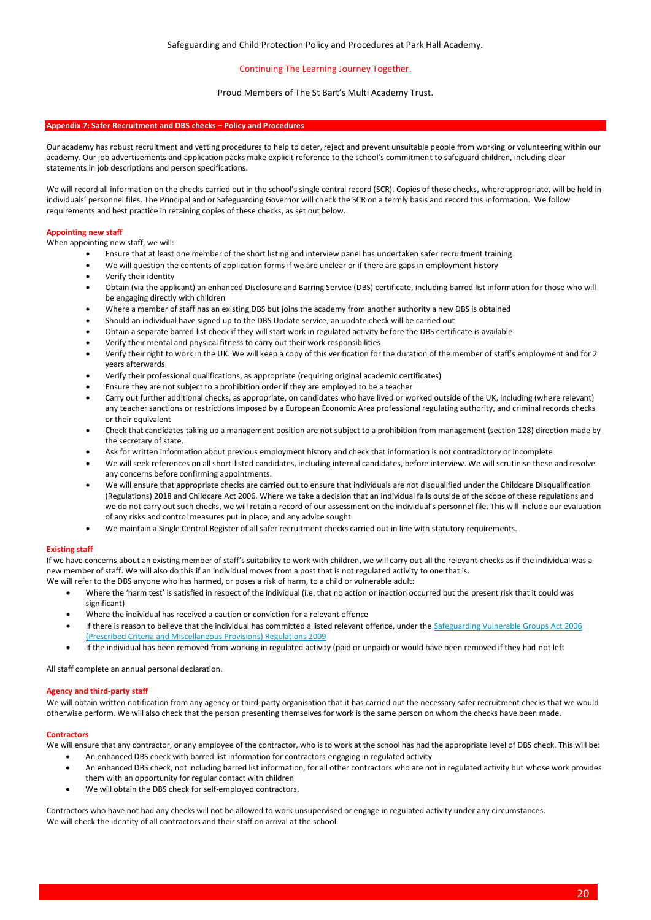## Appendix 7: Safer Recruitment and DBS checks – Policy and Procedures

Our academy has robust recruitment and vetting procedures to help to deter, reject and prevent unsuitable people from working or volunteering within our academy. Our job advertisements and application packs make explicit reference to the school's commitment to safeguard children, including clear statements in job descriptions and person specifications.

We will record all information on the checks carried out in the school's single central record (SCR). Copies of these checks, where appropriate, will be held in individuals' personnel files. The Principal and or Safeguarding Governor will check the SCR on a termly basis and record this information. We follow requirements and best practice in retaining copies of these checks, as set out below.

### Appointing new staff

When appointing new staff, we will:

- Ensure that at least one member of the short listing and interview panel has undertaken safer recruitment training
- We will question the contents of application forms if we are unclear or if there are gaps in employment history
- Verify their identity
- Obtain (via the applicant) an enhanced Disclosure and Barring Service (DBS) certificate, including barred list information for those who will be engaging directly with children
- Where a member of staff has an existing DBS but joins the academy from another authority a new DBS is obtained
- Should an individual have signed up to the DBS Update service, an update check will be carried out
- Obtain a separate barred list check if they will start work in regulated activity before the DBS certificate is available
- Verify their mental and physical fitness to carry out their work responsibilities
- Verify their right to work in the UK. We will keep a copy of this verification for the duration of the member of staff's employment and for 2 years afterwards
- Verify their professional qualifications, as appropriate (requiring original academic certificates)
- Ensure they are not subject to a prohibition order if they are employed to be a teacher
- Carry out further additional checks, as appropriate, on candidates who have lived or worked outside of the UK, including (where relevant) any teacher sanctions or restrictions imposed by a European Economic Area professional regulating authority, and criminal records checks or their equivalent
- Check that candidates taking up a management position are not subject to a prohibition from management (section 128) direction made by the secretary of state.
- Ask for written information about previous employment history and check that information is not contradictory or incomplete
- We will seek references on all short-listed candidates, including internal candidates, before interview. We will scrutinise these and resolve any concerns before confirming appointments.
- We will ensure that appropriate checks are carried out to ensure that individuals are not disqualified under the Childcare Disqualification (Regulations) 2018 and Childcare Act 2006. Where we take a decision that an individual falls outside of the scope of these regulations and we do not carry out such checks, we will retain a record of our assessment on the individual's personnel file. This will include our evaluation of any risks and control measures put in place, and any advice sought.
- We maintain a Single Central Register of all safer recruitment checks carried out in line with statutory requirements.

### Existing staff

If we have concerns about an existing member of staff's suitability to work with children, we will carry out all the relevant checks as if the individual was a new member of staff. We will also do this if an individual moves from a post that is not regulated activity to one that is.

We will refer to the DBS anyone who has harmed, or poses a risk of harm, to a child or vulnerable adult:

- Where the 'harm test' is satisfied in respect of the individual (i.e. that no action or inaction occurred but the present risk that it could was significant)
- Where the individual has received a caution or conviction for a relevant offence
- If there is reason to believe that the individual has committed a listed relevant offence, under the [Safeguarding Vulnerable Groups Act 2006 (Prescribed Criteria and Miscellaneous Provisions) Regulations 2009]
- If the individual has been removed from working in regulated activity (paid or unpaid) or would have been removed if they had not left

All staff complete an annual personal declaration.

### Agency and third-party staff

We will obtain written notification from any agency or third-party organisation that it has carried out the necessary safer recruitment checks that we would otherwise perform. We will also check that the person presenting themselves for work is the same person on whom the checks have been made.

### Contractors

We will ensure that any contractor, or any employee of the contractor, who is to work at the school has had the appropriate level of DBS check. This will be:

- An enhanced DBS check with barred list information for contractors engaging in regulated activity
- An enhanced DBS check, not including barred list information, for all other contractors who are not in regulated activity but whose work provides them with an opportunity for regular contact with children
- We will obtain the DBS check for self-employed contractors.

Contractors who have not had any checks will not be allowed to work unsupervised or engage in regulated activity under any circumstances.
We will check the identity of all contractors and their staff on arrival at the school.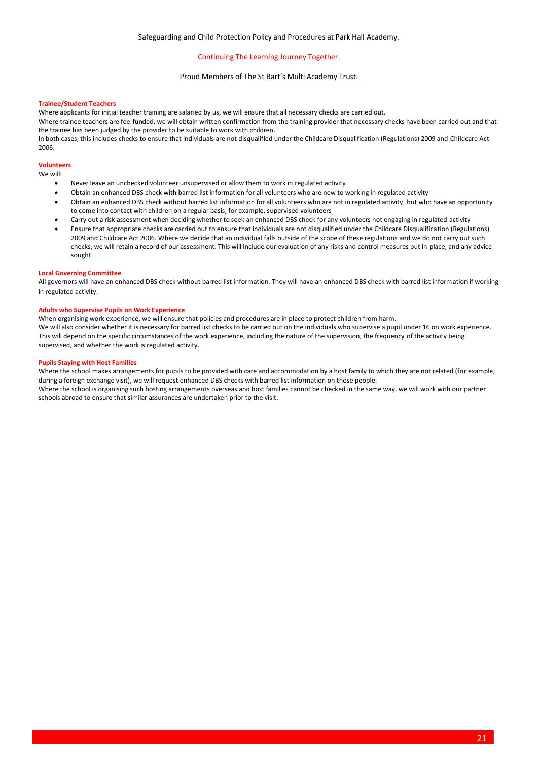#### Trainee/Student Teachers

Where applicants for initial teacher training are salaried by us, we will ensure that all necessary checks are carried out.

Where trainee teachers are fee-funded, we will obtain written confirmation from the training provider that necessary checks have been carried out and that the trainee has been judged by the provider to be suitable to work with children.

In both cases, this includes checks to ensure that individuals are not disqualified under the Childcare Disqualification (Regulations) 2009 and Childcare Act 2006.

#### Volunteers

We will:

- Never leave an unchecked volunteer unsupervised or allow them to work in regulated activity
- Obtain an enhanced DBS check with barred list information for all volunteers who are new to working in regulated activity
- Obtain an enhanced DBS check without barred list information for all volunteers who are not in regulated activity, but who have an opportunity to come into contact with children on a regular basis, for example, supervised volunteers
- Carry out a risk assessment when deciding whether to seek an enhanced DBS check for any volunteers not engaging in regulated activity
- Ensure that appropriate checks are carried out to ensure that individuals are not disqualified under the Childcare Disqualification (Regulations) 2009 and Childcare Act 2006. Where we decide that an individual falls outside of the scope of these regulations and we do not carry out such checks, we will retain a record of our assessment. This will include our evaluation of any risks and control measures put in place, and any advice sought

#### Local Governing Committee

All governors will have an enhanced DBS check without barred list information. They will have an enhanced DBS check with barred list information if working in regulated activity.

#### Adults who Supervise Pupils on Work Experience

When organising work experience, we will ensure that policies and procedures are in place to protect children from harm.

We will also consider whether it is necessary for barred list checks to be carried out on the individuals who supervise a pupil under 16 on work experience. This will depend on the specific circumstances of the work experience, including the nature of the supervision, the frequency of the activity being supervised, and whether the work is regulated activity.

#### Pupils Staying with Host Families

Where the school makes arrangements for pupils to be provided with care and accommodation by a host family to which they are not related (for example, during a foreign exchange visit), we will request enhanced DBS checks with barred list information on those people.

Where the school is organising such hosting arrangements overseas and host families cannot be checked in the same way, we will work with our partner schools abroad to ensure that similar assurances are undertaken prior to the visit.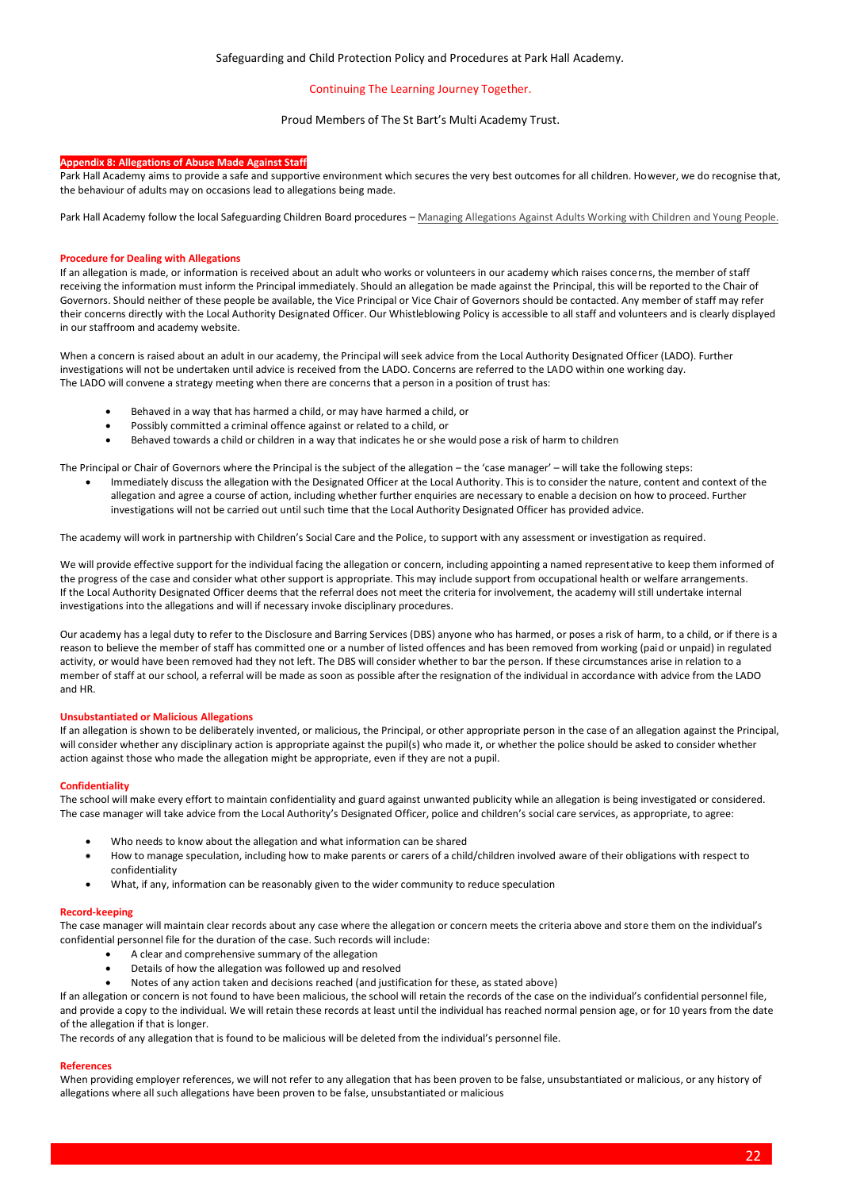## Appendix 8: Allegations of Abuse Made Against Staff

Park Hall Academy aims to provide a safe and supportive environment which secures the very best outcomes for all children. However, we do recognise that, the behaviour of adults may on occasions lead to allegations being made.

Park Hall Academy follow the local Safeguarding Children Board procedures – Managing Allegations Against Adults Working with Children and Young People.

### Procedure for Dealing with Allegations

If an allegation is made, or information is received about an adult who works or volunteers in our academy which raises concerns, the member of staff receiving the information must inform the Principal immediately. Should an allegation be made against the Principal, this will be reported to the Chair of Governors. Should neither of these people be available, the Vice Principal or Vice Chair of Governors should be contacted. Any member of staff may refer their concerns directly with the Local Authority Designated Officer. Our Whistleblowing Policy is accessible to all staff and volunteers and is clearly displayed in our staffroom and academy website.

When a concern is raised about an adult in our academy, the Principal will seek advice from the Local Authority Designated Officer (LADO). Further investigations will not be undertaken until advice is received from the LADO. Concerns are referred to the LADO within one working day.
The LADO will convene a strategy meeting when there are concerns that a person in a position of trust has:

- Behaved in a way that has harmed a child, or may have harmed a child, or
- Possibly committed a criminal offence against or related to a child, or
- Behaved towards a child or children in a way that indicates he or she would pose a risk of harm to children

The Principal or Chair of Governors where the Principal is the subject of the allegation – the 'case manager' – will take the following steps:

- Immediately discuss the allegation with the Designated Officer at the Local Authority. This is to consider the nature, content and context of the allegation and agree a course of action, including whether further enquiries are necessary to enable a decision on how to proceed. Further investigations will not be carried out until such time that the Local Authority Designated Officer has provided advice.

The academy will work in partnership with Children's Social Care and the Police, to support with any assessment or investigation as required.

We will provide effective support for the individual facing the allegation or concern, including appointing a named representative to keep them informed of the progress of the case and consider what other support is appropriate. This may include support from occupational health or welfare arrangements.
If the Local Authority Designated Officer deems that the referral does not meet the criteria for involvement, the academy will still undertake internal investigations into the allegations and will if necessary invoke disciplinary procedures.

Our academy has a legal duty to refer to the Disclosure and Barring Services (DBS) anyone who has harmed, or poses a risk of harm, to a child, or if there is a reason to believe the member of staff has committed one or a number of listed offences and has been removed from working (paid or unpaid) in regulated activity, or would have been removed had they not left. The DBS will consider whether to bar the person. If these circumstances arise in relation to a member of staff at our school, a referral will be made as soon as possible after the resignation of the individual in accordance with advice from the LADO and HR.

### Unsubstantiated or Malicious Allegations

If an allegation is shown to be deliberately invented, or malicious, the Principal, or other appropriate person in the case of an allegation against the Principal, will consider whether any disciplinary action is appropriate against the pupil(s) who made it, or whether the police should be asked to consider whether action against those who made the allegation might be appropriate, even if they are not a pupil.

### Confidentiality

The school will make every effort to maintain confidentiality and guard against unwanted publicity while an allegation is being investigated or considered. The case manager will take advice from the Local Authority's Designated Officer, police and children's social care services, as appropriate, to agree:

- Who needs to know about the allegation and what information can be shared
- How to manage speculation, including how to make parents or carers of a child/children involved aware of their obligations with respect to confidentiality
- What, if any, information can be reasonably given to the wider community to reduce speculation

### Record-keeping

The case manager will maintain clear records about any case where the allegation or concern meets the criteria above and store them on the individual's confidential personnel file for the duration of the case. Such records will include:

- A clear and comprehensive summary of the allegation
- Details of how the allegation was followed up and resolved
- Notes of any action taken and decisions reached (and justification for these, as stated above)

If an allegation or concern is not found to have been malicious, the school will retain the records of the case on the individual's confidential personnel file, and provide a copy to the individual. We will retain these records at least until the individual has reached normal pension age, or for 10 years from the date of the allegation if that is longer.
The records of any allegation that is found to be malicious will be deleted from the individual's personnel file.

### References

When providing employer references, we will not refer to any allegation that has been proven to be false, unsubstantiated or malicious, or any history of allegations where all such allegations have been proven to be false, unsubstantiated or malicious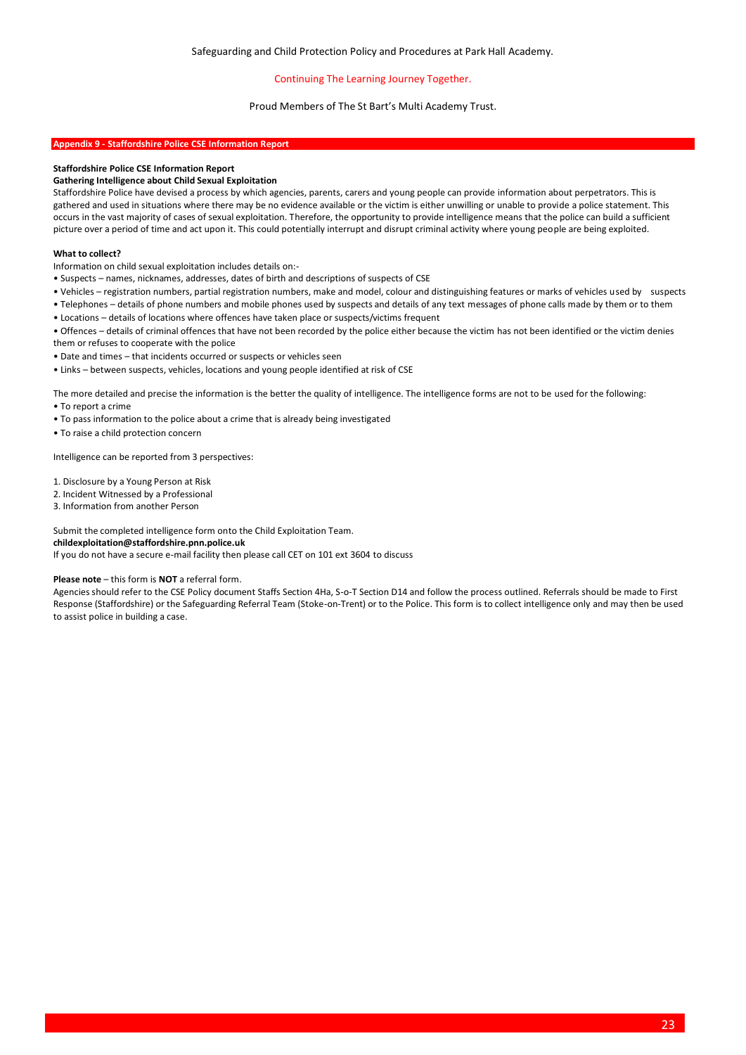## Appendix 9 - Staffordshire Police CSE Information Report

**Staffordshire Police CSE Information Report**
**Gathering Intelligence about Child Sexual Exploitation**

Staffordshire Police have devised a process by which agencies, parents, carers and young people can provide information about perpetrators. This is gathered and used in situations where there may be no evidence available or the victim is either unwilling or unable to provide a police statement. This occurs in the vast majority of cases of sexual exploitation. Therefore, the opportunity to provide intelligence means that the police can build a sufficient picture over a period of time and act upon it. This could potentially interrupt and disrupt criminal activity where young people are being exploited.

**What to collect?**

Information on child sexual exploitation includes details on:-

- Suspects – names, nicknames, addresses, dates of birth and descriptions of suspects of CSE
- Vehicles – registration numbers, partial registration numbers, make and model, colour and distinguishing features or marks of vehicles used by suspects
- Telephones – details of phone numbers and mobile phones used by suspects and details of any text messages of phone calls made by them or to them
- Locations – details of locations where offences have taken place or suspects/victims frequent
- Offences – details of criminal offences that have not been recorded by the police either because the victim has not been identified or the victim denies them or refuses to cooperate with the police
- Date and times – that incidents occurred or suspects or vehicles seen
- Links – between suspects, vehicles, locations and young people identified at risk of CSE

The more detailed and precise the information is the better the quality of intelligence. The intelligence forms are not to be used for the following:

- To report a crime
- To pass information to the police about a crime that is already being investigated
- To raise a child protection concern

Intelligence can be reported from 3 perspectives:

1. Disclosure by a Young Person at Risk
2. Incident Witnessed by a Professional
3. Information from another Person

Submit the completed intelligence form onto the Child Exploitation Team.
**childexploitation@staffordshire.pnn.police.uk**
If you do not have a secure e-mail facility then please call CET on 101 ext 3604 to discuss

**Please note** – this form is **NOT** a referral form.
Agencies should refer to the CSE Policy document Staffs Section 4Ha, S-o-T Section D14 and follow the process outlined. Referrals should be made to First Response (Staffordshire) or the Safeguarding Referral Team (Stoke-on-Trent) or to the Police. This form is to collect intelligence only and may then be used to assist police in building a case.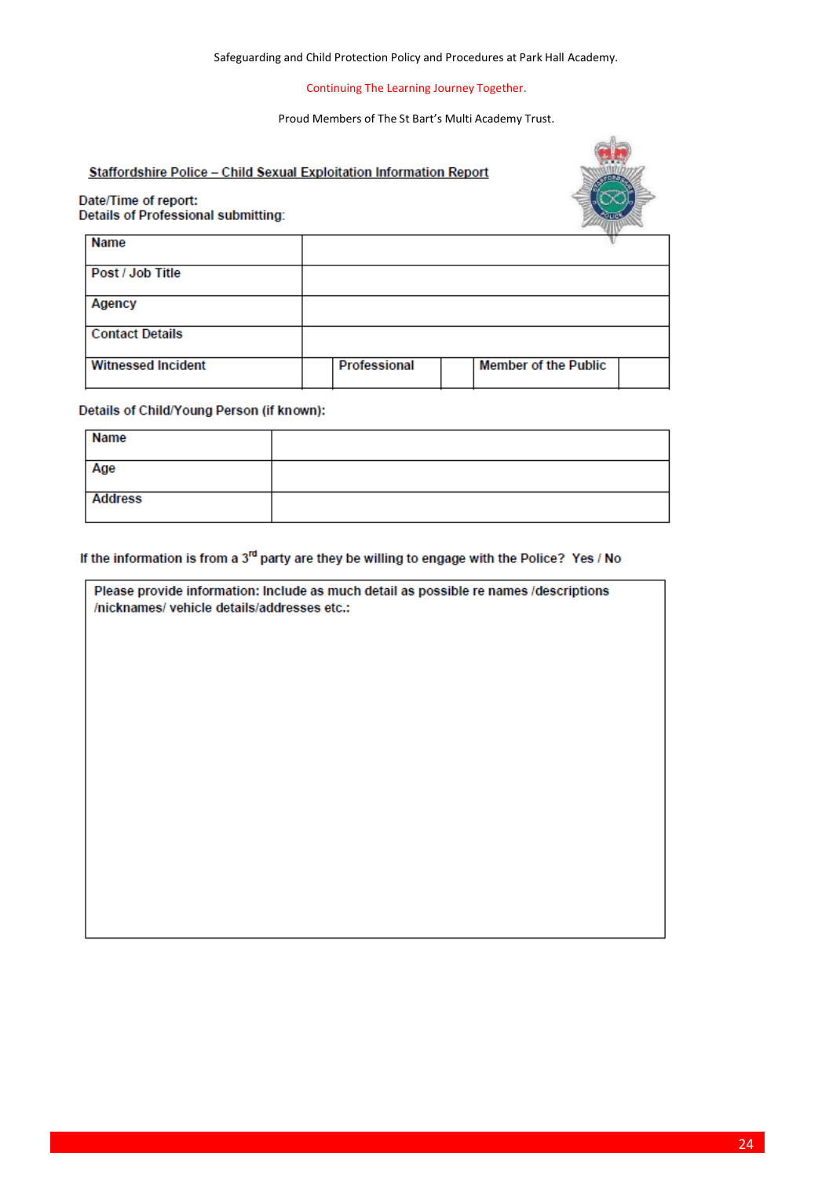## Staffordshire Police – Child Sexual Exploitation Information Report

**Date/Time of report:**
**Details of Professional submitting:**

| | | | | | |
|---|---|---|---|---|---|
| **Name** | | | | | |
| **Post / Job Title** | | | | | |
| **Agency** | | | | | |
| **Contact Details** | | | | | |
| **Witnessed Incident** | | **Professional** | | **Member of the Public** | |

**Details of Child/Young Person (if known):**

| | |
|---|---|
| **Name** | |
| **Age** | |
| **Address** | |

**If the information is from a 3rd party are they be willing to engage with the Police? Yes / No**

| |
|---|
| **Please provide information: Include as much detail as possible re names /descriptions /nicknames/ vehicle details/addresses etc.:** |